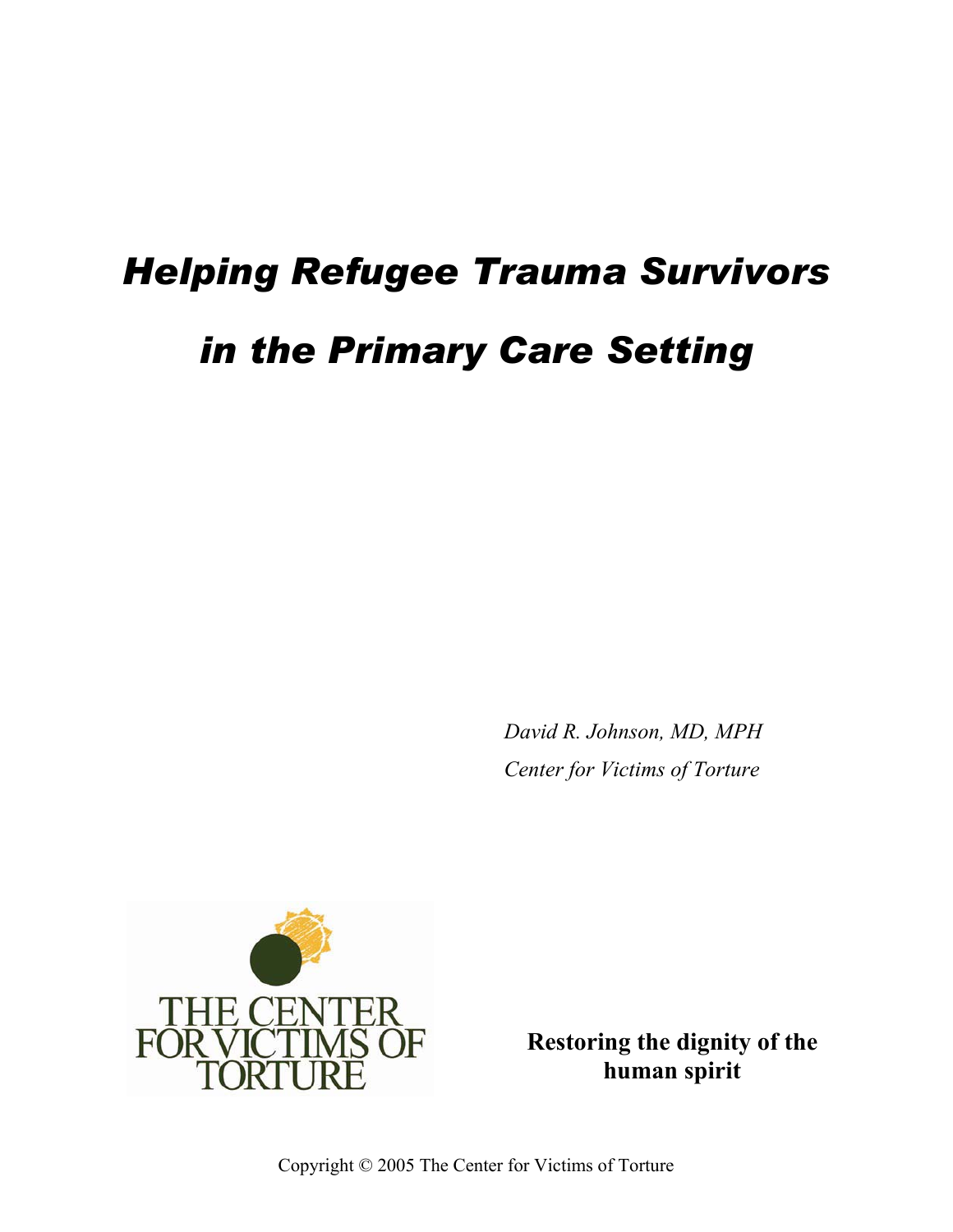# *Helping Refugee Trauma Survivors in the Primary Care Setting*

*David R. Johnson, MD, MPH*
*Center for Victims of Torture*

THE CENTER FOR VICTIMS OF TORTURE

**Restoring the dignity of the human spirit**

Copyright © 2005 The Center for Victims of Torture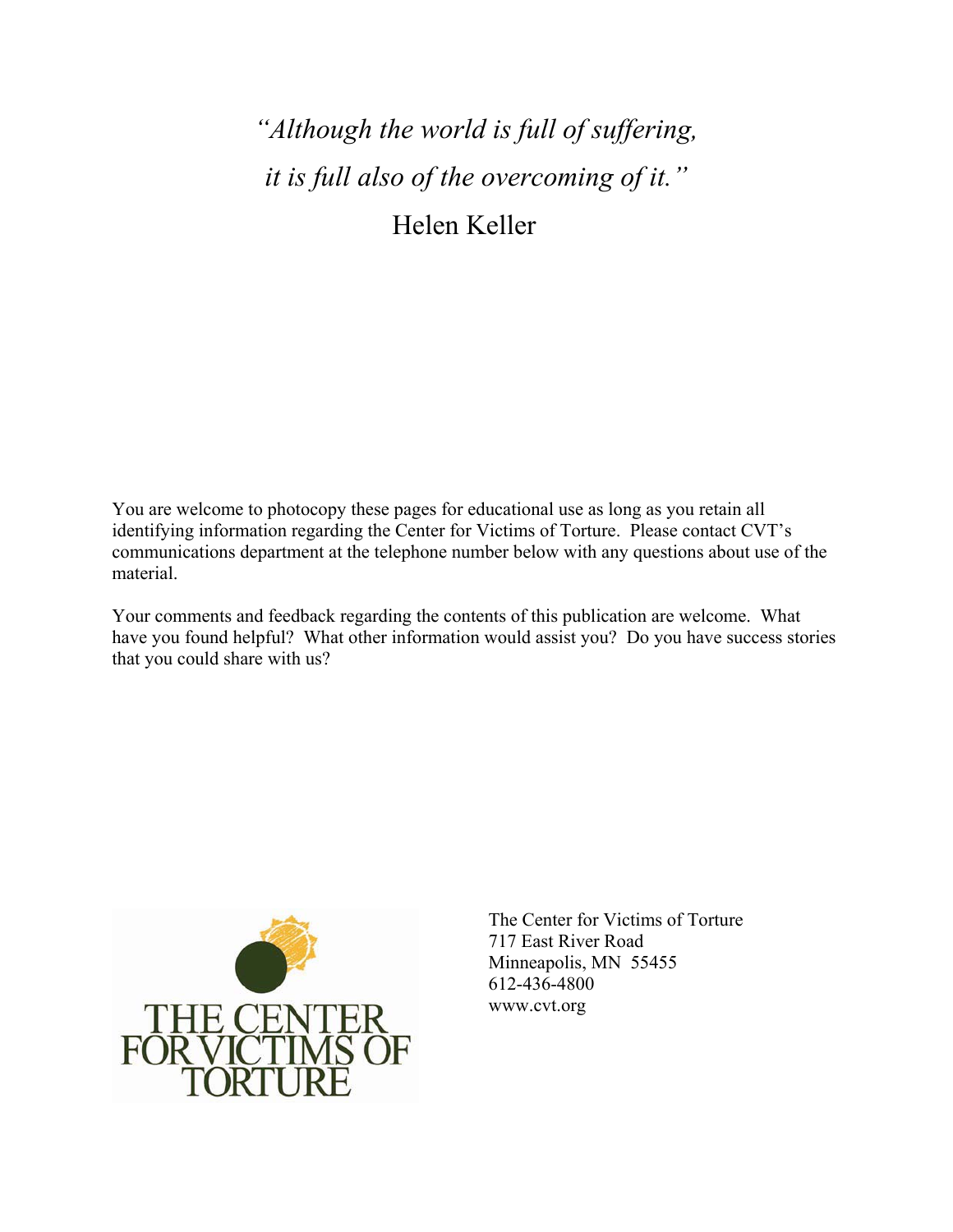*"Although the world is full of suffering,*

*it is full also of the overcoming of it."*

Helen Keller

You are welcome to photocopy these pages for educational use as long as you retain all identifying information regarding the Center for Victims of Torture. Please contact CVT's communications department at the telephone number below with any questions about use of the material.

Your comments and feedback regarding the contents of this publication are welcome. What have you found helpful? What other information would assist you? Do you have success stories that you could share with us?

THE CENTER FOR VICTIMS OF TORTURE

The Center for Victims of Torture
717 East River Road
Minneapolis, MN 55455
612-436-4800
www.cvt.org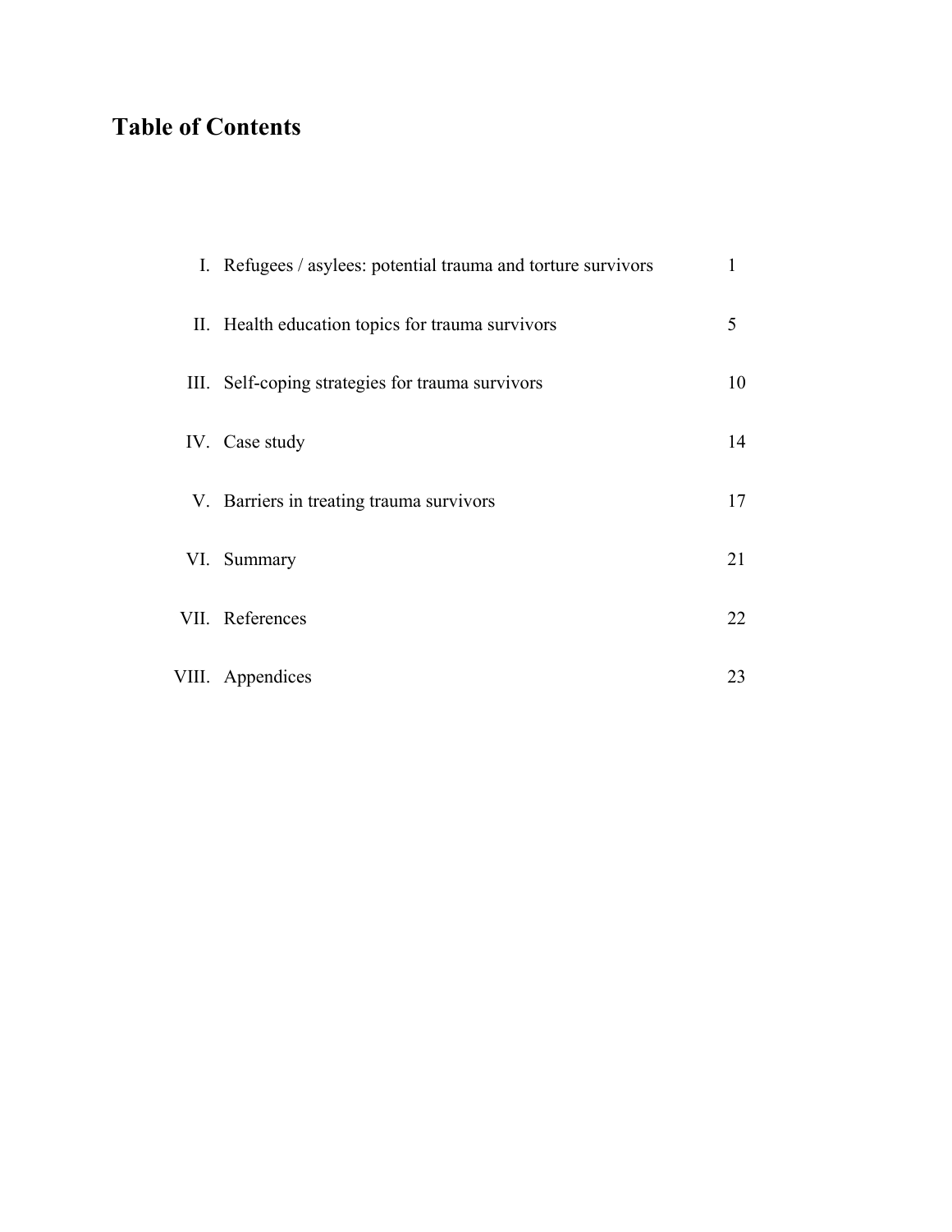## Table of Contents

| | | |
|---|---|---|
| I. | Refugees / asylees: potential trauma and torture survivors | 1 |
| II. | Health education topics for trauma survivors | 5 |
| III. | Self-coping strategies for trauma survivors | 10 |
| IV. | Case study | 14 |
| V. | Barriers in treating trauma survivors | 17 |
| VI. | Summary | 21 |
| VII. | References | 22 |
| VIII. | Appendices | 23 |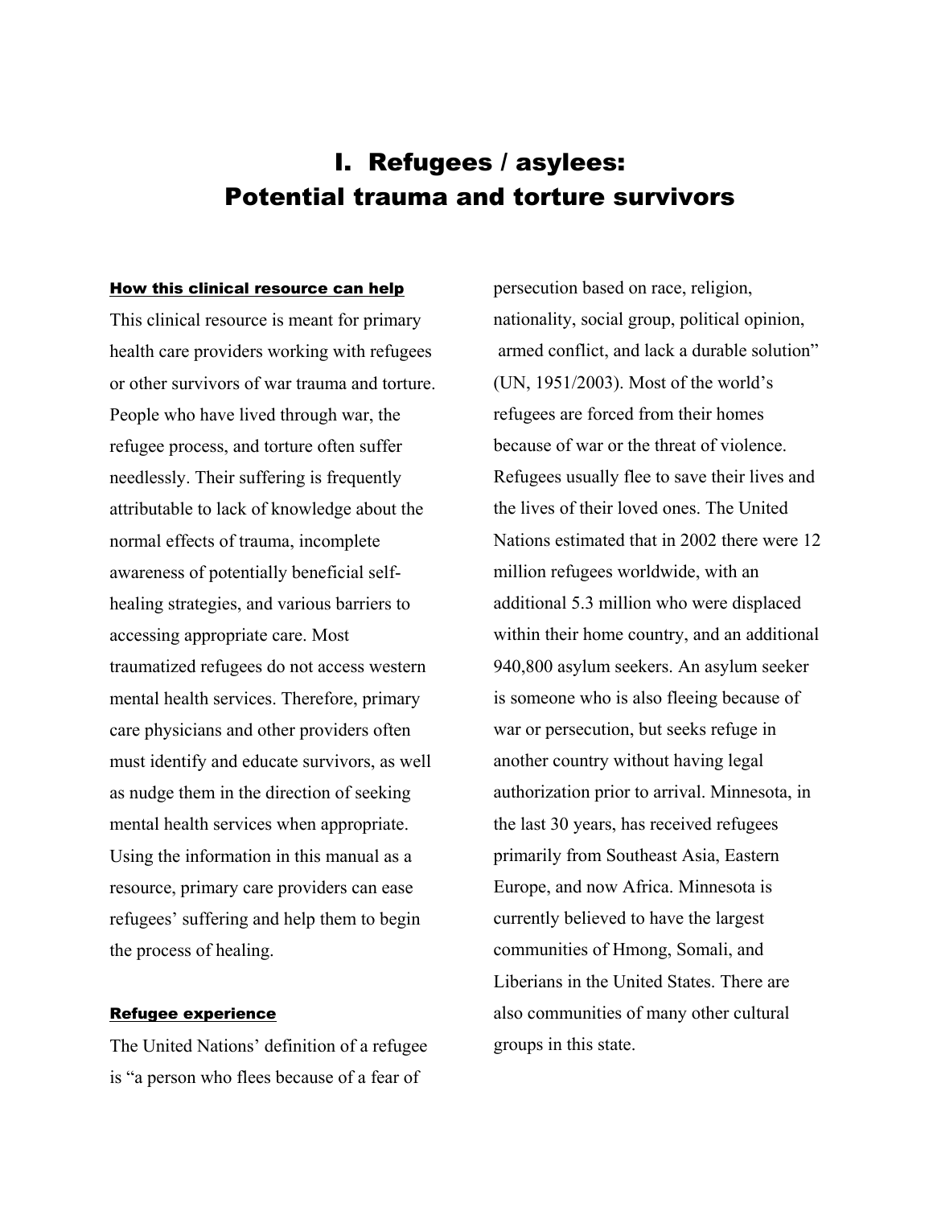# I. Refugees / asylees: Potential trauma and torture survivors

## How this clinical resource can help

This clinical resource is meant for primary health care providers working with refugees or other survivors of war trauma and torture. People who have lived through war, the refugee process, and torture often suffer needlessly. Their suffering is frequently attributable to lack of knowledge about the normal effects of trauma, incomplete awareness of potentially beneficial self-healing strategies, and various barriers to accessing appropriate care. Most traumatized refugees do not access western mental health services. Therefore, primary care physicians and other providers often must identify and educate survivors, as well as nudge them in the direction of seeking mental health services when appropriate. Using the information in this manual as a resource, primary care providers can ease refugees' suffering and help them to begin the process of healing.

## Refugee experience

The United Nations' definition of a refugee is "a person who flees because of a fear of persecution based on race, religion, nationality, social group, political opinion, armed conflict, and lack a durable solution" (UN, 1951/2003). Most of the world's refugees are forced from their homes because of war or the threat of violence. Refugees usually flee to save their lives and the lives of their loved ones. The United Nations estimated that in 2002 there were 12 million refugees worldwide, with an additional 5.3 million who were displaced within their home country, and an additional 940,800 asylum seekers. An asylum seeker is someone who is also fleeing because of war or persecution, but seeks refuge in another country without having legal authorization prior to arrival. Minnesota, in the last 30 years, has received refugees primarily from Southeast Asia, Eastern Europe, and now Africa. Minnesota is currently believed to have the largest communities of Hmong, Somali, and Liberians in the United States. There are also communities of many other cultural groups in this state.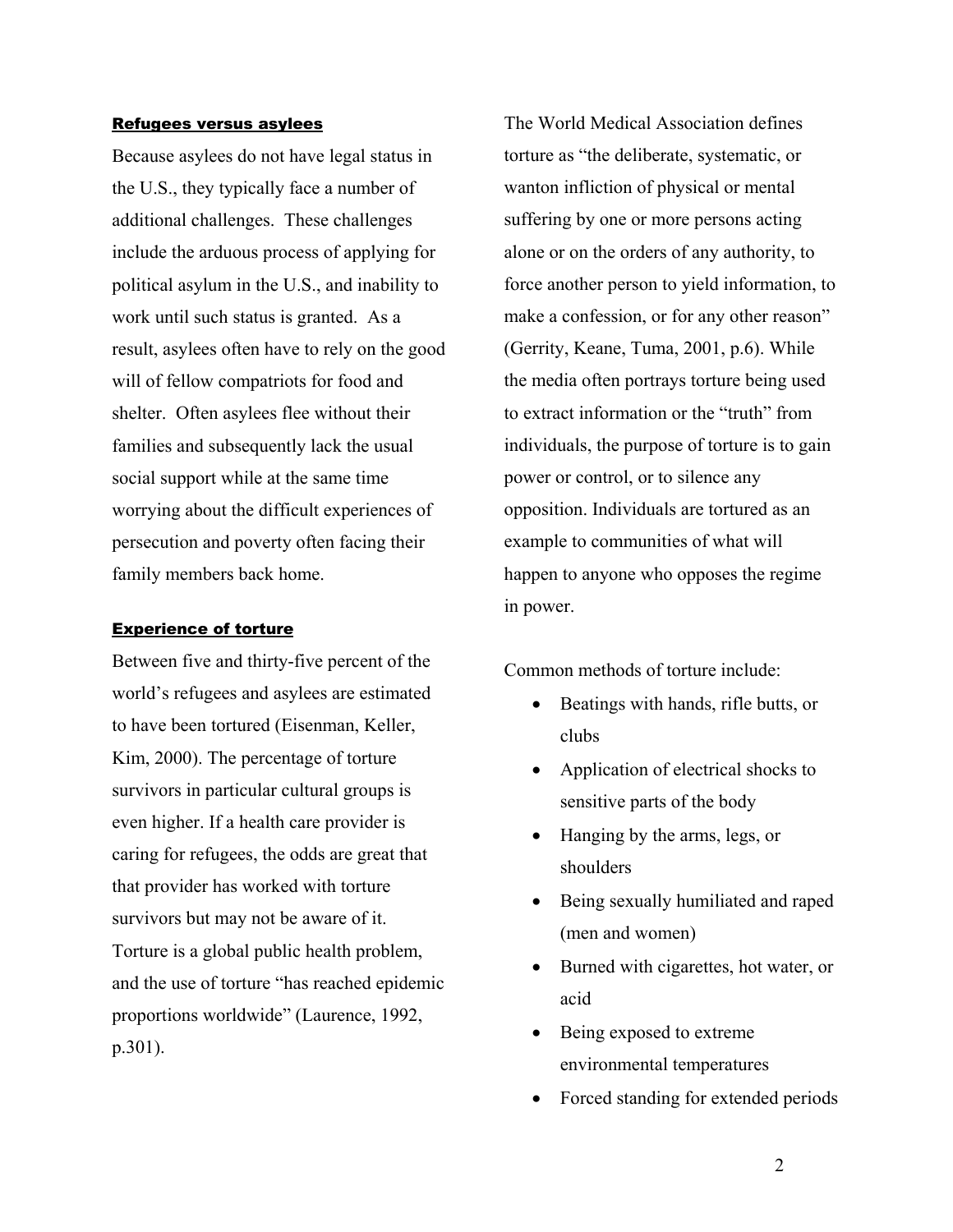### Refugees versus asylees

Because asylees do not have legal status in the U.S., they typically face a number of additional challenges. These challenges include the arduous process of applying for political asylum in the U.S., and inability to work until such status is granted. As a result, asylees often have to rely on the good will of fellow compatriots for food and shelter. Often asylees flee without their families and subsequently lack the usual social support while at the same time worrying about the difficult experiences of persecution and poverty often facing their family members back home.

### Experience of torture

Between five and thirty-five percent of the world's refugees and asylees are estimated to have been tortured (Eisenman, Keller, Kim, 2000). The percentage of torture survivors in particular cultural groups is even higher. If a health care provider is caring for refugees, the odds are great that that provider has worked with torture survivors but may not be aware of it. Torture is a global public health problem, and the use of torture "has reached epidemic proportions worldwide" (Laurence, 1992, p.301).

The World Medical Association defines torture as "the deliberate, systematic, or wanton infliction of physical or mental suffering by one or more persons acting alone or on the orders of any authority, to force another person to yield information, to make a confession, or for any other reason" (Gerrity, Keane, Tuma, 2001, p.6). While the media often portrays torture being used to extract information or the "truth" from individuals, the purpose of torture is to gain power or control, or to silence any opposition. Individuals are tortured as an example to communities of what will happen to anyone who opposes the regime in power.

Common methods of torture include:

- Beatings with hands, rifle butts, or clubs
- Application of electrical shocks to sensitive parts of the body
- Hanging by the arms, legs, or shoulders
- Being sexually humiliated and raped (men and women)
- Burned with cigarettes, hot water, or acid
- Being exposed to extreme environmental temperatures
- Forced standing for extended periods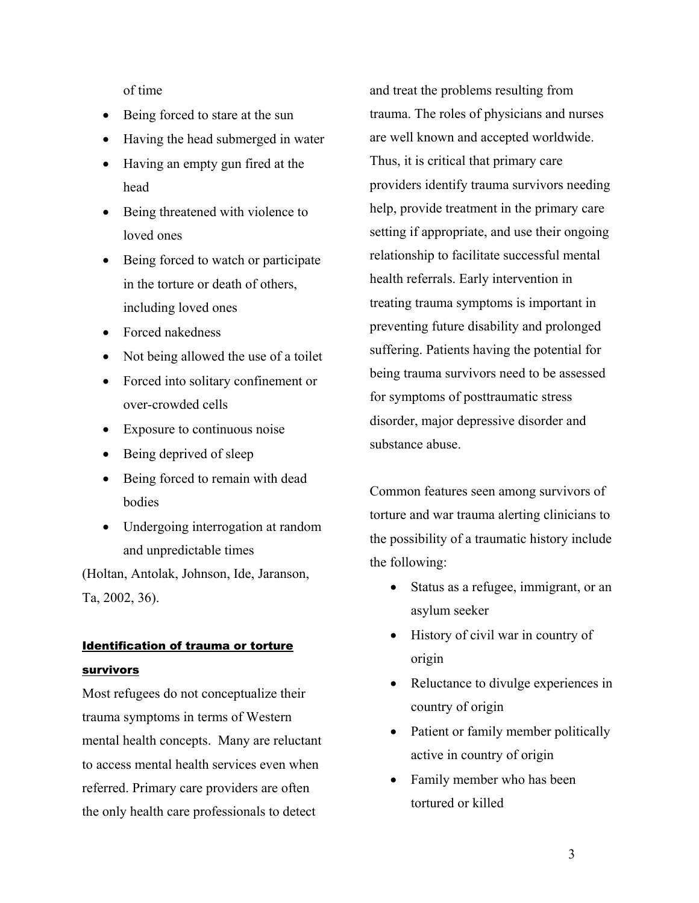of time

- Being forced to stare at the sun
- Having the head submerged in water
- Having an empty gun fired at the head
- Being threatened with violence to loved ones
- Being forced to watch or participate in the torture or death of others, including loved ones
- Forced nakedness
- Not being allowed the use of a toilet
- Forced into solitary confinement or over-crowded cells
- Exposure to continuous noise
- Being deprived of sleep
- Being forced to remain with dead bodies
- Undergoing interrogation at random and unpredictable times

(Holtan, Antolak, Johnson, Ide, Jaranson, Ta, 2002, 36).

## Identification of trauma or torture survivors

Most refugees do not conceptualize their trauma symptoms in terms of Western mental health concepts. Many are reluctant to access mental health services even when referred. Primary care providers are often the only health care professionals to detect and treat the problems resulting from trauma. The roles of physicians and nurses are well known and accepted worldwide. Thus, it is critical that primary care providers identify trauma survivors needing help, provide treatment in the primary care setting if appropriate, and use their ongoing relationship to facilitate successful mental health referrals. Early intervention in treating trauma symptoms is important in preventing future disability and prolonged suffering. Patients having the potential for being trauma survivors need to be assessed for symptoms of posttraumatic stress disorder, major depressive disorder and substance abuse.

Common features seen among survivors of torture and war trauma alerting clinicians to the possibility of a traumatic history include the following:

- Status as a refugee, immigrant, or an asylum seeker
- History of civil war in country of origin
- Reluctance to divulge experiences in country of origin
- Patient or family member politically active in country of origin
- Family member who has been tortured or killed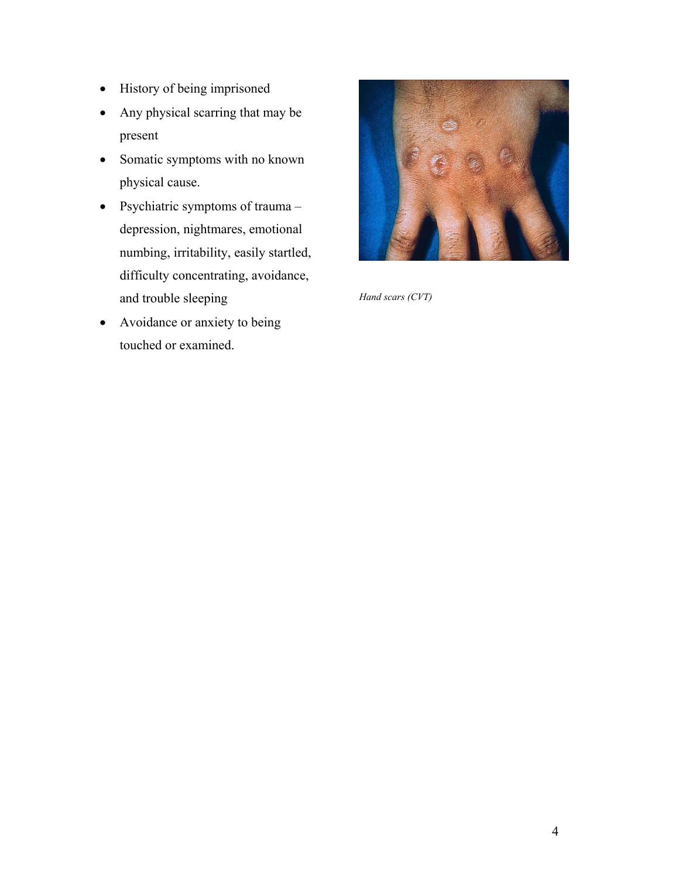- History of being imprisoned
- Any physical scarring that may be present
- Somatic symptoms with no known physical cause.
- Psychiatric symptoms of trauma – depression, nightmares, emotional numbing, irritability, easily startled, difficulty concentrating, avoidance, and trouble sleeping
- Avoidance or anxiety to being touched or examined.

*Hand scars (CVT)*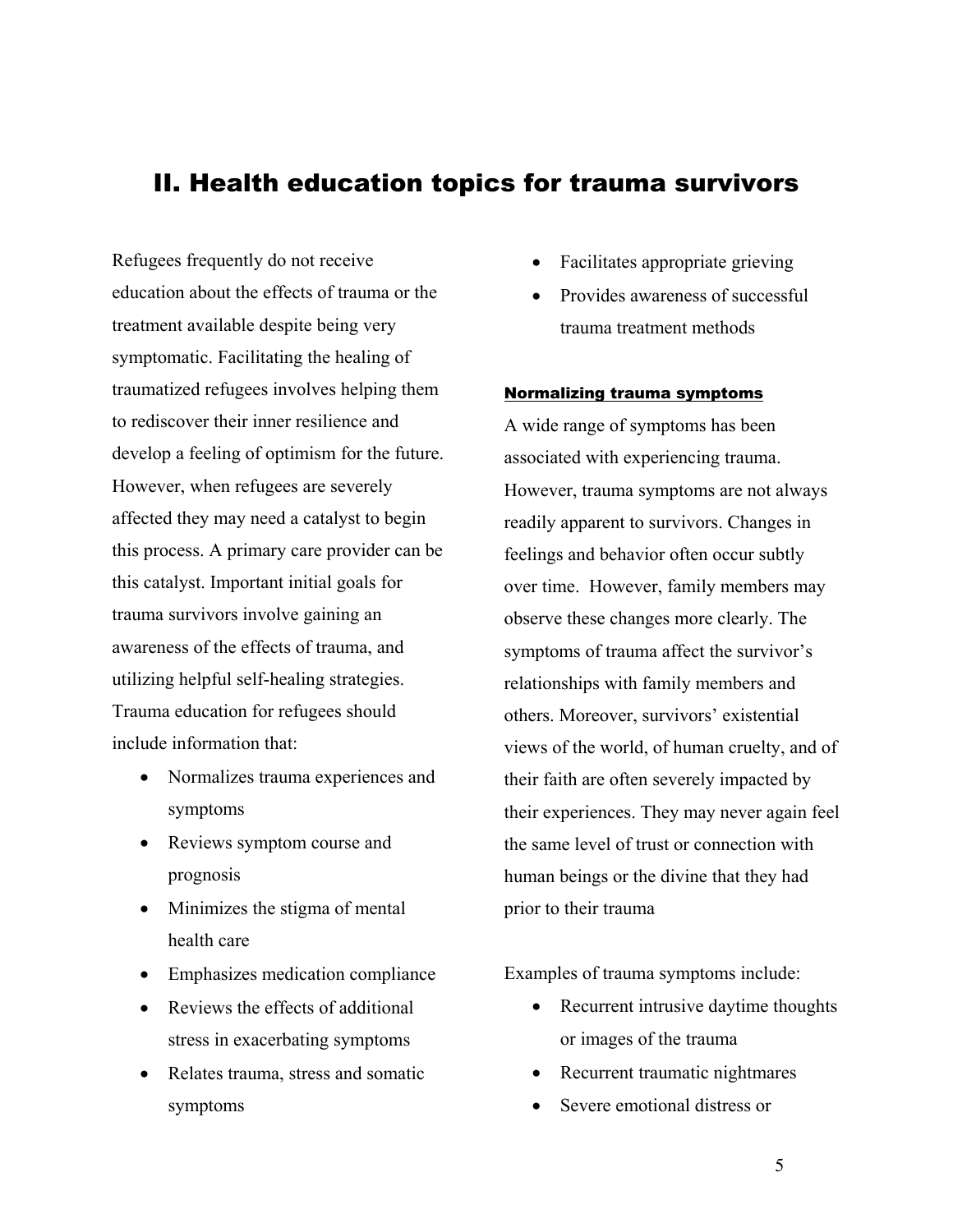## II. Health education topics for trauma survivors

Refugees frequently do not receive education about the effects of trauma or the treatment available despite being very symptomatic. Facilitating the healing of traumatized refugees involves helping them to rediscover their inner resilience and develop a feeling of optimism for the future. However, when refugees are severely affected they may need a catalyst to begin this process. A primary care provider can be this catalyst. Important initial goals for trauma survivors involve gaining an awareness of the effects of trauma, and utilizing helpful self-healing strategies. Trauma education for refugees should include information that:

- Normalizes trauma experiences and symptoms
- Reviews symptom course and prognosis
- Minimizes the stigma of mental health care
- Emphasizes medication compliance
- Reviews the effects of additional stress in exacerbating symptoms
- Relates trauma, stress and somatic symptoms
- Facilitates appropriate grieving
- Provides awareness of successful trauma treatment methods

### Normalizing trauma symptoms

A wide range of symptoms has been associated with experiencing trauma. However, trauma symptoms are not always readily apparent to survivors. Changes in feelings and behavior often occur subtly over time. However, family members may observe these changes more clearly. The symptoms of trauma affect the survivor's relationships with family members and others. Moreover, survivors' existential views of the world, of human cruelty, and of their faith are often severely impacted by their experiences. They may never again feel the same level of trust or connection with human beings or the divine that they had prior to their trauma

Examples of trauma symptoms include:

- Recurrent intrusive daytime thoughts or images of the trauma
- Recurrent traumatic nightmares
- Severe emotional distress or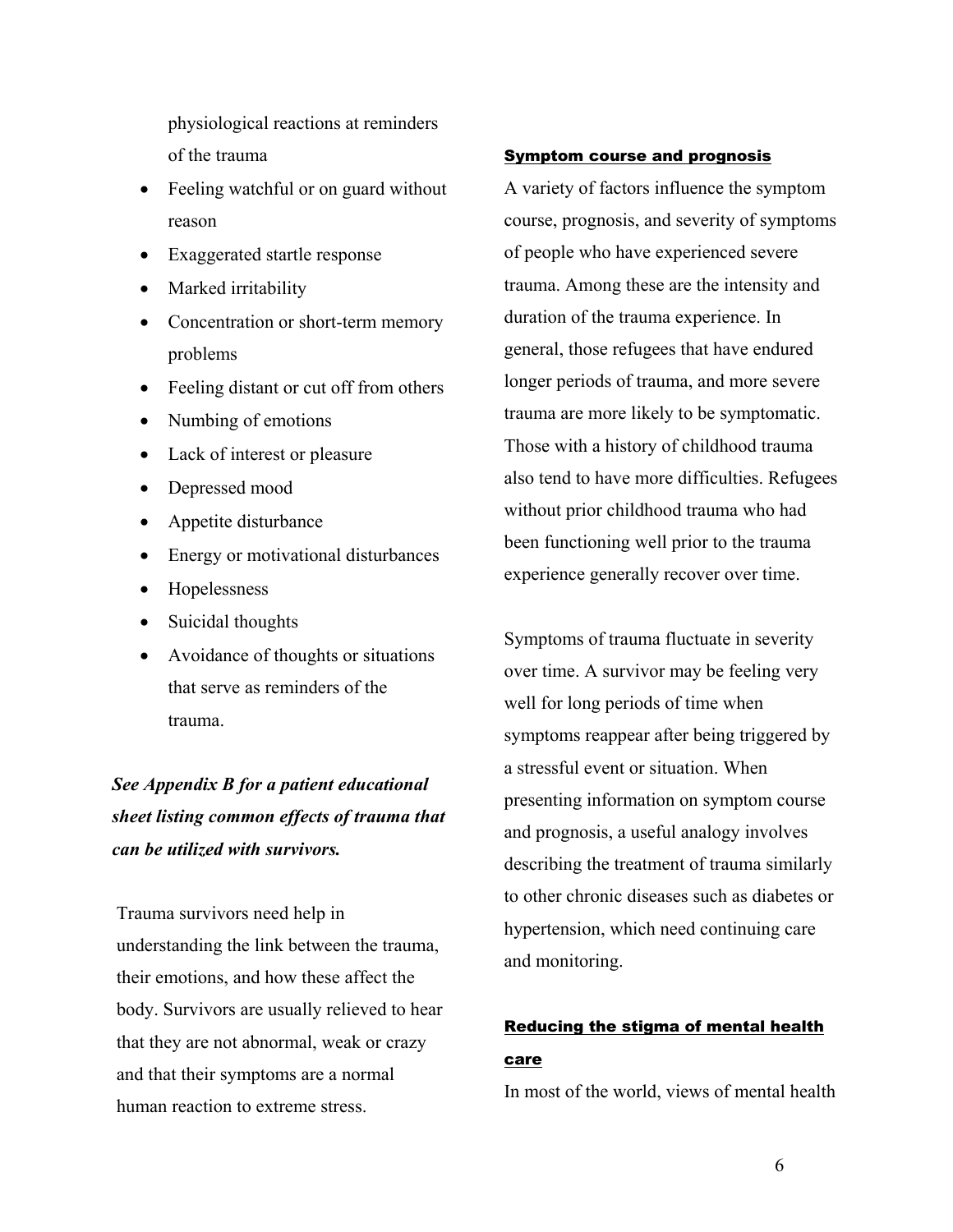physiological reactions at reminders of the trauma

- Feeling watchful or on guard without reason
- Exaggerated startle response
- Marked irritability
- Concentration or short-term memory problems
- Feeling distant or cut off from others
- Numbing of emotions
- Lack of interest or pleasure
- Depressed mood
- Appetite disturbance
- Energy or motivational disturbances
- Hopelessness
- Suicidal thoughts
- Avoidance of thoughts or situations that serve as reminders of the trauma.

***See Appendix B for a patient educational sheet listing common effects of trauma that can be utilized with survivors.***

Trauma survivors need help in understanding the link between the trauma, their emotions, and how these affect the body. Survivors are usually relieved to hear that they are not abnormal, weak or crazy and that their symptoms are a normal human reaction to extreme stress.

## Symptom course and prognosis

A variety of factors influence the symptom course, prognosis, and severity of symptoms of people who have experienced severe trauma. Among these are the intensity and duration of the trauma experience. In general, those refugees that have endured longer periods of trauma, and more severe trauma are more likely to be symptomatic. Those with a history of childhood trauma also tend to have more difficulties. Refugees without prior childhood trauma who had been functioning well prior to the trauma experience generally recover over time.

Symptoms of trauma fluctuate in severity over time. A survivor may be feeling very well for long periods of time when symptoms reappear after being triggered by a stressful event or situation. When presenting information on symptom course and prognosis, a useful analogy involves describing the treatment of trauma similarly to other chronic diseases such as diabetes or hypertension, which need continuing care and monitoring.

## Reducing the stigma of mental health care

In most of the world, views of mental health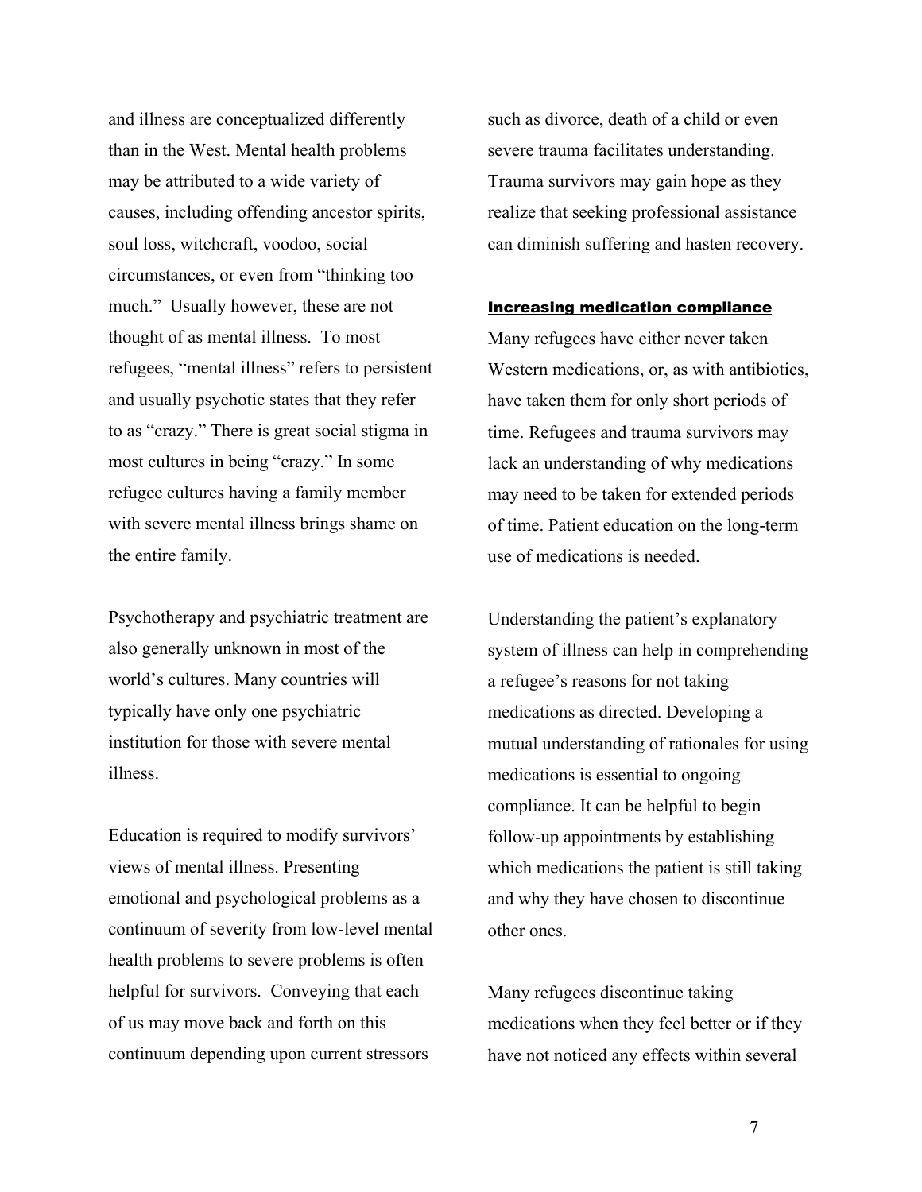and illness are conceptualized differently than in the West. Mental health problems may be attributed to a wide variety of causes, including offending ancestor spirits, soul loss, witchcraft, voodoo, social circumstances, or even from "thinking too much." Usually however, these are not thought of as mental illness. To most refugees, "mental illness" refers to persistent and usually psychotic states that they refer to as "crazy." There is great social stigma in most cultures in being "crazy." In some refugee cultures having a family member with severe mental illness brings shame on the entire family.

Psychotherapy and psychiatric treatment are also generally unknown in most of the world's cultures. Many countries will typically have only one psychiatric institution for those with severe mental illness.

Education is required to modify survivors' views of mental illness. Presenting emotional and psychological problems as a continuum of severity from low-level mental health problems to severe problems is often helpful for survivors. Conveying that each of us may move back and forth on this continuum depending upon current stressors such as divorce, death of a child or even severe trauma facilitates understanding. Trauma survivors may gain hope as they realize that seeking professional assistance can diminish suffering and hasten recovery.

### Increasing medication compliance

Many refugees have either never taken Western medications, or, as with antibiotics, have taken them for only short periods of time. Refugees and trauma survivors may lack an understanding of why medications may need to be taken for extended periods of time. Patient education on the long-term use of medications is needed.

Understanding the patient's explanatory system of illness can help in comprehending a refugee's reasons for not taking medications as directed. Developing a mutual understanding of rationales for using medications is essential to ongoing compliance. It can be helpful to begin follow-up appointments by establishing which medications the patient is still taking and why they have chosen to discontinue other ones.

Many refugees discontinue taking medications when they feel better or if they have not noticed any effects within several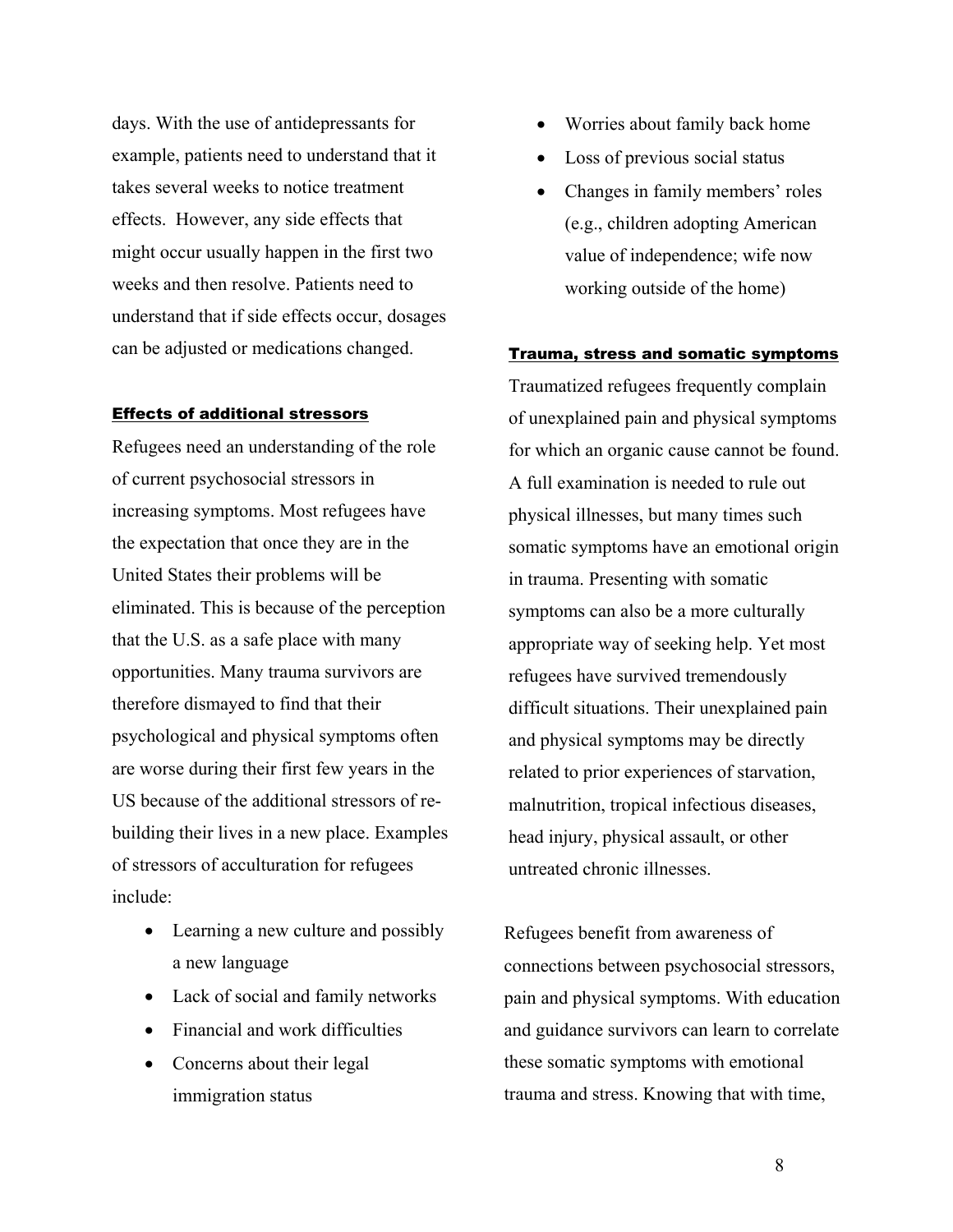days. With the use of antidepressants for example, patients need to understand that it takes several weeks to notice treatment effects. However, any side effects that might occur usually happen in the first two weeks and then resolve. Patients need to understand that if side effects occur, dosages can be adjusted or medications changed.

### Effects of additional stressors

Refugees need an understanding of the role of current psychosocial stressors in increasing symptoms. Most refugees have the expectation that once they are in the United States their problems will be eliminated. This is because of the perception that the U.S. as a safe place with many opportunities. Many trauma survivors are therefore dismayed to find that their psychological and physical symptoms often are worse during their first few years in the US because of the additional stressors of re-building their lives in a new place. Examples of stressors of acculturation for refugees include:

- Learning a new culture and possibly a new language
- Lack of social and family networks
- Financial and work difficulties
- Concerns about their legal immigration status
- Worries about family back home
- Loss of previous social status
- Changes in family members' roles (e.g., children adopting American value of independence; wife now working outside of the home)

### Trauma, stress and somatic symptoms

Traumatized refugees frequently complain of unexplained pain and physical symptoms for which an organic cause cannot be found. A full examination is needed to rule out physical illnesses, but many times such somatic symptoms have an emotional origin in trauma. Presenting with somatic symptoms can also be a more culturally appropriate way of seeking help. Yet most refugees have survived tremendously difficult situations. Their unexplained pain and physical symptoms may be directly related to prior experiences of starvation, malnutrition, tropical infectious diseases, head injury, physical assault, or other untreated chronic illnesses.

Refugees benefit from awareness of connections between psychosocial stressors, pain and physical symptoms. With education and guidance survivors can learn to correlate these somatic symptoms with emotional trauma and stress. Knowing that with time,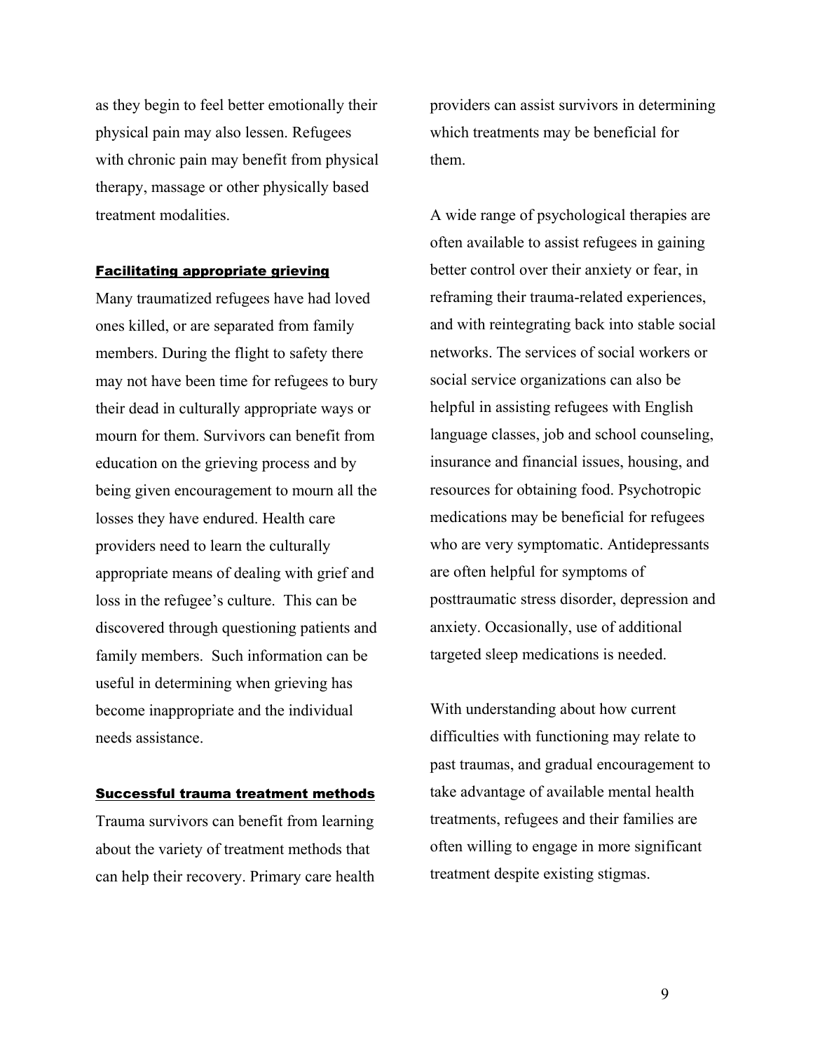as they begin to feel better emotionally their physical pain may also lessen. Refugees with chronic pain may benefit from physical therapy, massage or other physically based treatment modalities.

### Facilitating appropriate grieving

Many traumatized refugees have had loved ones killed, or are separated from family members. During the flight to safety there may not have been time for refugees to bury their dead in culturally appropriate ways or mourn for them. Survivors can benefit from education on the grieving process and by being given encouragement to mourn all the losses they have endured. Health care providers need to learn the culturally appropriate means of dealing with grief and loss in the refugee's culture. This can be discovered through questioning patients and family members. Such information can be useful in determining when grieving has become inappropriate and the individual needs assistance.

### Successful trauma treatment methods

Trauma survivors can benefit from learning about the variety of treatment methods that can help their recovery. Primary care health providers can assist survivors in determining which treatments may be beneficial for them.

A wide range of psychological therapies are often available to assist refugees in gaining better control over their anxiety or fear, in reframing their trauma-related experiences, and with reintegrating back into stable social networks. The services of social workers or social service organizations can also be helpful in assisting refugees with English language classes, job and school counseling, insurance and financial issues, housing, and resources for obtaining food. Psychotropic medications may be beneficial for refugees who are very symptomatic. Antidepressants are often helpful for symptoms of posttraumatic stress disorder, depression and anxiety. Occasionally, use of additional targeted sleep medications is needed.

With understanding about how current difficulties with functioning may relate to past traumas, and gradual encouragement to take advantage of available mental health treatments, refugees and their families are often willing to engage in more significant treatment despite existing stigmas.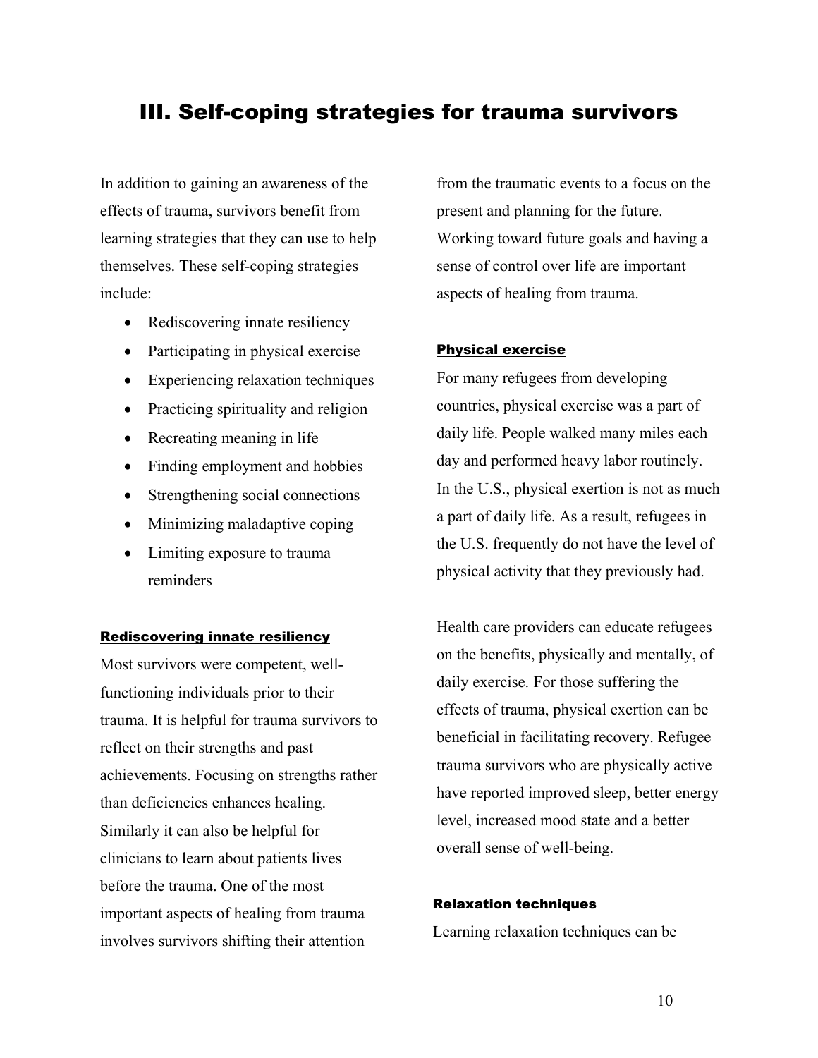# III. Self-coping strategies for trauma survivors

In addition to gaining an awareness of the effects of trauma, survivors benefit from learning strategies that they can use to help themselves. These self-coping strategies include:

- Rediscovering innate resiliency
- Participating in physical exercise
- Experiencing relaxation techniques
- Practicing spirituality and religion
- Recreating meaning in life
- Finding employment and hobbies
- Strengthening social connections
- Minimizing maladaptive coping
- Limiting exposure to trauma reminders

#### Rediscovering innate resiliency

Most survivors were competent, well-functioning individuals prior to their trauma. It is helpful for trauma survivors to reflect on their strengths and past achievements. Focusing on strengths rather than deficiencies enhances healing. Similarly it can also be helpful for clinicians to learn about patients lives before the trauma. One of the most important aspects of healing from trauma involves survivors shifting their attention from the traumatic events to a focus on the present and planning for the future. Working toward future goals and having a sense of control over life are important aspects of healing from trauma.

#### Physical exercise

For many refugees from developing countries, physical exercise was a part of daily life. People walked many miles each day and performed heavy labor routinely. In the U.S., physical exertion is not as much a part of daily life. As a result, refugees in the U.S. frequently do not have the level of physical activity that they previously had.

Health care providers can educate refugees on the benefits, physically and mentally, of daily exercise. For those suffering the effects of trauma, physical exertion can be beneficial in facilitating recovery. Refugee trauma survivors who are physically active have reported improved sleep, better energy level, increased mood state and a better overall sense of well-being.

#### Relaxation techniques

Learning relaxation techniques can be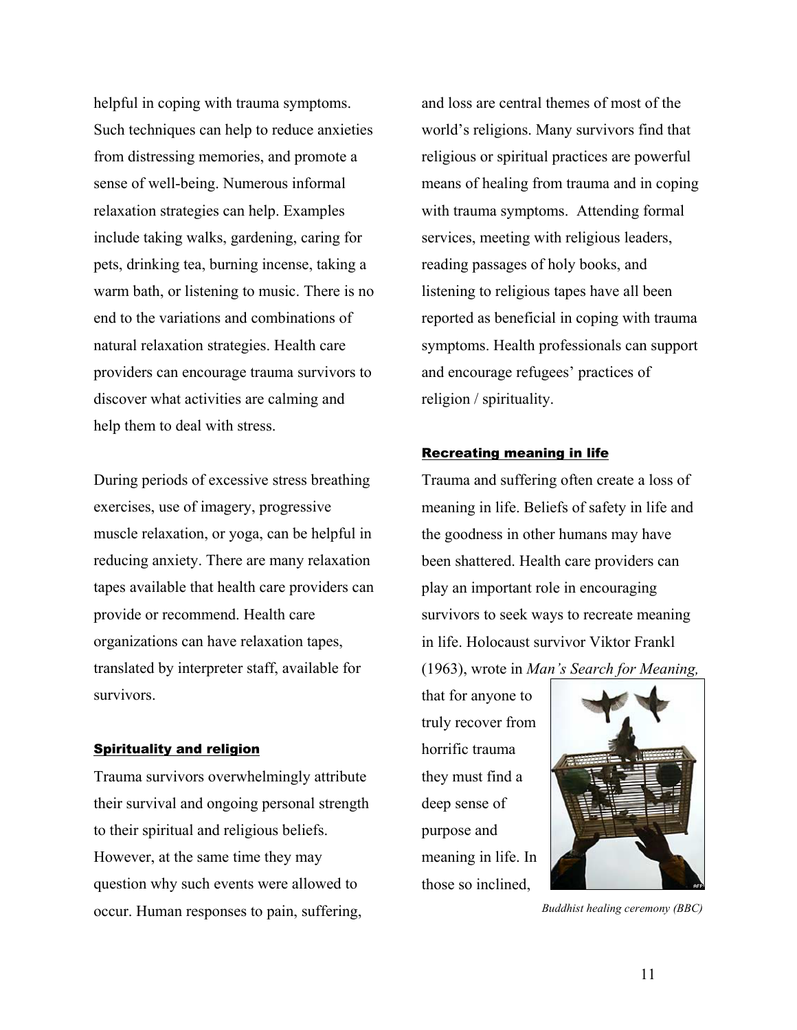helpful in coping with trauma symptoms. Such techniques can help to reduce anxieties from distressing memories, and promote a sense of well-being. Numerous informal relaxation strategies can help. Examples include taking walks, gardening, caring for pets, drinking tea, burning incense, taking a warm bath, or listening to music. There is no end to the variations and combinations of natural relaxation strategies. Health care providers can encourage trauma survivors to discover what activities are calming and help them to deal with stress.

During periods of excessive stress breathing exercises, use of imagery, progressive muscle relaxation, or yoga, can be helpful in reducing anxiety. There are many relaxation tapes available that health care providers can provide or recommend. Health care organizations can have relaxation tapes, translated by interpreter staff, available for survivors.

### Spirituality and religion

Trauma survivors overwhelmingly attribute their survival and ongoing personal strength to their spiritual and religious beliefs. However, at the same time they may question why such events were allowed to occur. Human responses to pain, suffering, and loss are central themes of most of the world's religions. Many survivors find that religious or spiritual practices are powerful means of healing from trauma and in coping with trauma symptoms. Attending formal services, meeting with religious leaders, reading passages of holy books, and listening to religious tapes have all been reported as beneficial in coping with trauma symptoms. Health professionals can support and encourage refugees' practices of religion / spirituality.

### Recreating meaning in life

Trauma and suffering often create a loss of meaning in life. Beliefs of safety in life and the goodness in other humans may have been shattered. Health care providers can play an important role in encouraging survivors to seek ways to recreate meaning in life. Holocaust survivor Viktor Frankl (1963), wrote in *Man's Search for Meaning,* that for anyone to truly recover from horrific trauma they must find a deep sense of purpose and meaning in life. In those so inclined,

*Buddhist healing ceremony (BBC)*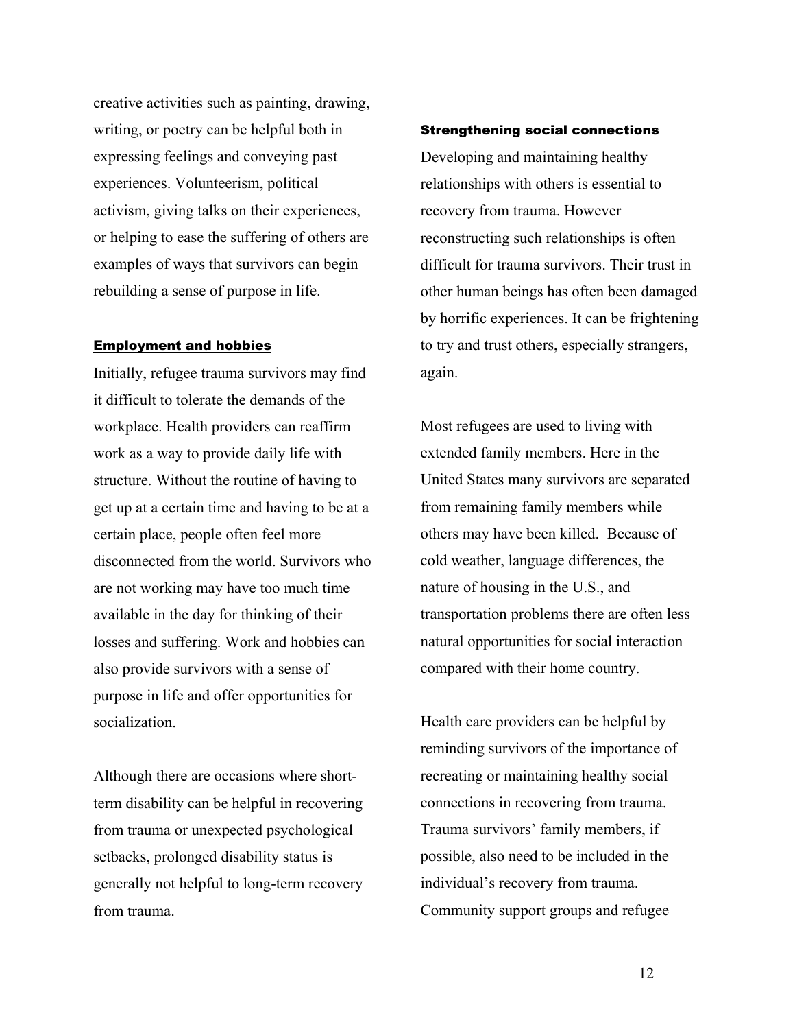creative activities such as painting, drawing, writing, or poetry can be helpful both in expressing feelings and conveying past experiences. Volunteerism, political activism, giving talks on their experiences, or helping to ease the suffering of others are examples of ways that survivors can begin rebuilding a sense of purpose in life.

### Employment and hobbies

Initially, refugee trauma survivors may find it difficult to tolerate the demands of the workplace. Health providers can reaffirm work as a way to provide daily life with structure. Without the routine of having to get up at a certain time and having to be at a certain place, people often feel more disconnected from the world. Survivors who are not working may have too much time available in the day for thinking of their losses and suffering. Work and hobbies can also provide survivors with a sense of purpose in life and offer opportunities for socialization.

Although there are occasions where short-term disability can be helpful in recovering from trauma or unexpected psychological setbacks, prolonged disability status is generally not helpful to long-term recovery from trauma.

### Strengthening social connections

Developing and maintaining healthy relationships with others is essential to recovery from trauma. However reconstructing such relationships is often difficult for trauma survivors. Their trust in other human beings has often been damaged by horrific experiences. It can be frightening to try and trust others, especially strangers, again.

Most refugees are used to living with extended family members. Here in the United States many survivors are separated from remaining family members while others may have been killed. Because of cold weather, language differences, the nature of housing in the U.S., and transportation problems there are often less natural opportunities for social interaction compared with their home country.

Health care providers can be helpful by reminding survivors of the importance of recreating or maintaining healthy social connections in recovering from trauma. Trauma survivors' family members, if possible, also need to be included in the individual's recovery from trauma. Community support groups and refugee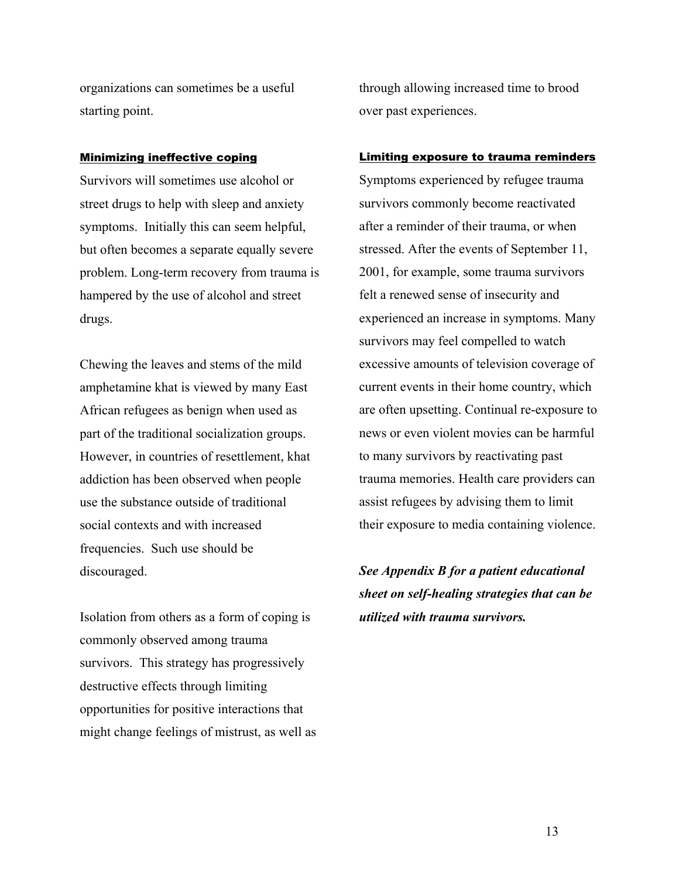organizations can sometimes be a useful starting point.

### Minimizing ineffective coping

Survivors will sometimes use alcohol or street drugs to help with sleep and anxiety symptoms. Initially this can seem helpful, but often becomes a separate equally severe problem. Long-term recovery from trauma is hampered by the use of alcohol and street drugs.

Chewing the leaves and stems of the mild amphetamine khat is viewed by many East African refugees as benign when used as part of the traditional socialization groups. However, in countries of resettlement, khat addiction has been observed when people use the substance outside of traditional social contexts and with increased frequencies. Such use should be discouraged.

Isolation from others as a form of coping is commonly observed among trauma survivors. This strategy has progressively destructive effects through limiting opportunities for positive interactions that might change feelings of mistrust, as well as through allowing increased time to brood over past experiences.

### Limiting exposure to trauma reminders

Symptoms experienced by refugee trauma survivors commonly become reactivated after a reminder of their trauma, or when stressed. After the events of September 11, 2001, for example, some trauma survivors felt a renewed sense of insecurity and experienced an increase in symptoms. Many survivors may feel compelled to watch excessive amounts of television coverage of current events in their home country, which are often upsetting. Continual re-exposure to news or even violent movies can be harmful to many survivors by reactivating past trauma memories. Health care providers can assist refugees by advising them to limit their exposure to media containing violence.

***See Appendix B for a patient educational sheet on self-healing strategies that can be utilized with trauma survivors.***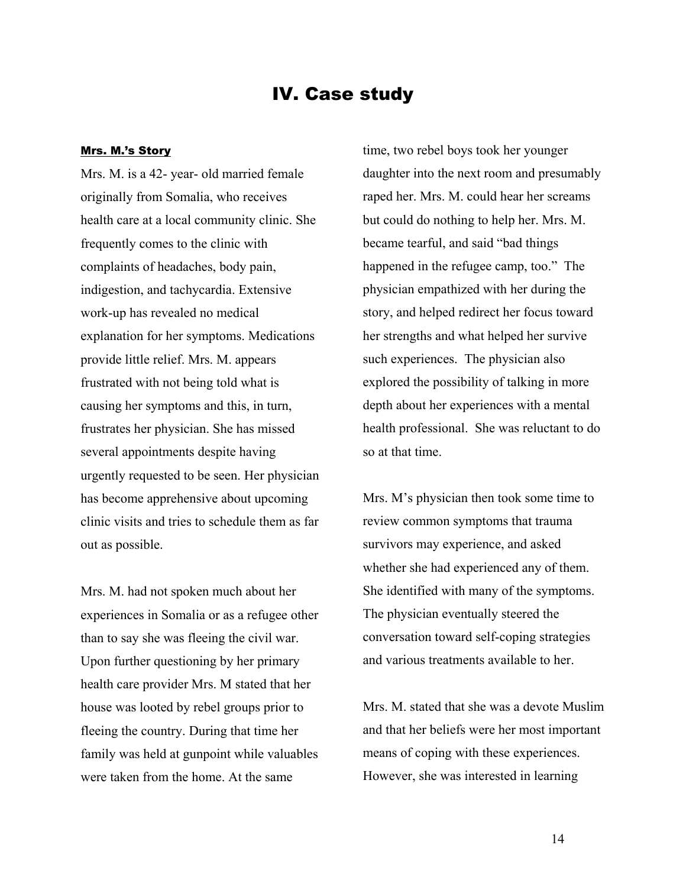# IV. Case study

**Mrs. M.'s Story**

Mrs. M. is a 42- year- old married female originally from Somalia, who receives health care at a local community clinic. She frequently comes to the clinic with complaints of headaches, body pain, indigestion, and tachycardia. Extensive work-up has revealed no medical explanation for her symptoms. Medications provide little relief. Mrs. M. appears frustrated with not being told what is causing her symptoms and this, in turn, frustrates her physician. She has missed several appointments despite having urgently requested to be seen. Her physician has become apprehensive about upcoming clinic visits and tries to schedule them as far out as possible.

Mrs. M. had not spoken much about her experiences in Somalia or as a refugee other than to say she was fleeing the civil war. Upon further questioning by her primary health care provider Mrs. M stated that her house was looted by rebel groups prior to fleeing the country. During that time her family was held at gunpoint while valuables were taken from the home. At the same time, two rebel boys took her younger daughter into the next room and presumably raped her. Mrs. M. could hear her screams but could do nothing to help her. Mrs. M. became tearful, and said "bad things happened in the refugee camp, too." The physician empathized with her during the story, and helped redirect her focus toward her strengths and what helped her survive such experiences. The physician also explored the possibility of talking in more depth about her experiences with a mental health professional. She was reluctant to do so at that time.

Mrs. M's physician then took some time to review common symptoms that trauma survivors may experience, and asked whether she had experienced any of them. She identified with many of the symptoms. The physician eventually steered the conversation toward self-coping strategies and various treatments available to her.

Mrs. M. stated that she was a devote Muslim and that her beliefs were her most important means of coping with these experiences. However, she was interested in learning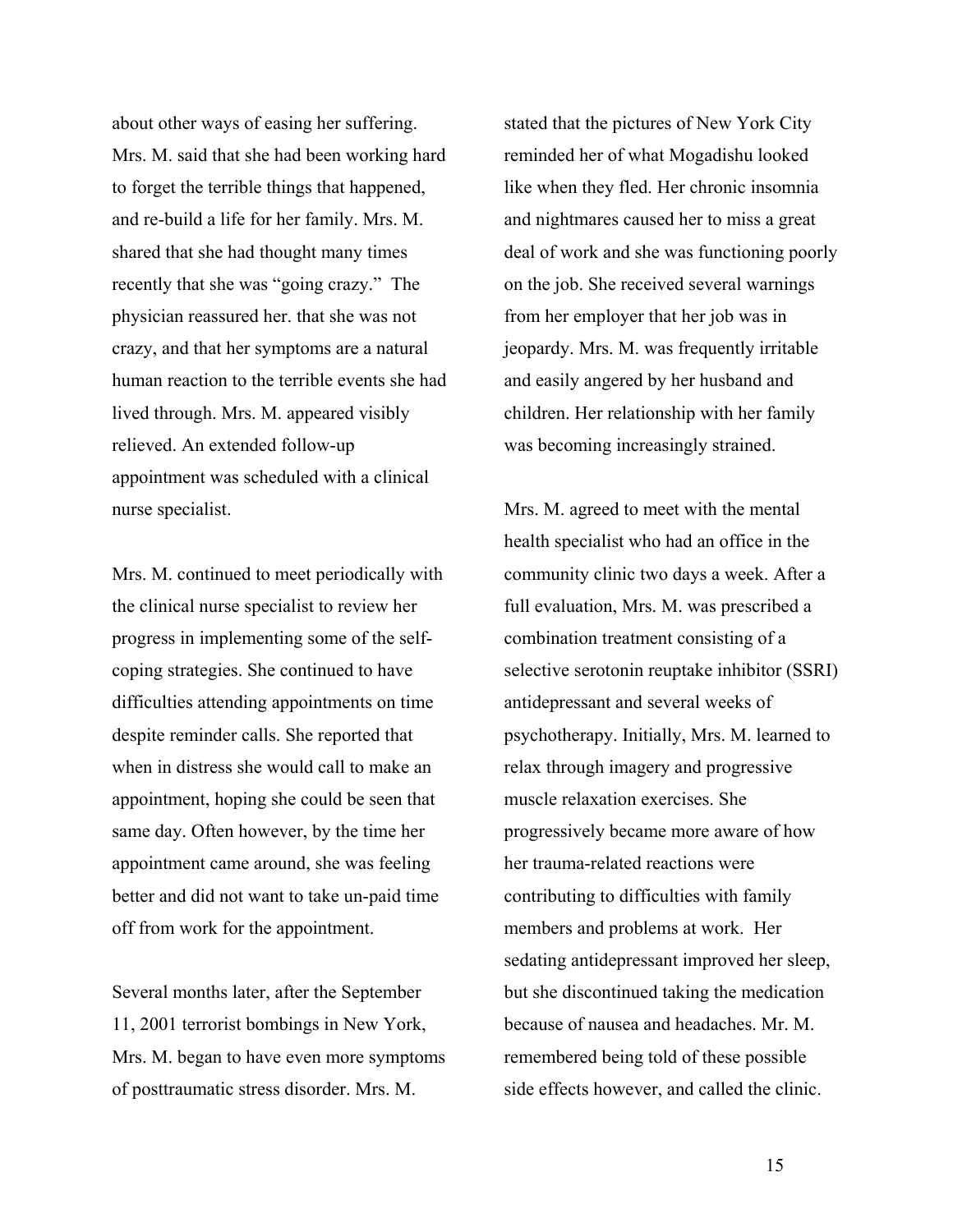about other ways of easing her suffering. Mrs. M. said that she had been working hard to forget the terrible things that happened, and re-build a life for her family. Mrs. M. shared that she had thought many times recently that she was "going crazy." The physician reassured her. that she was not crazy, and that her symptoms are a natural human reaction to the terrible events she had lived through. Mrs. M. appeared visibly relieved. An extended follow-up appointment was scheduled with a clinical nurse specialist.

Mrs. M. continued to meet periodically with the clinical nurse specialist to review her progress in implementing some of the self-coping strategies. She continued to have difficulties attending appointments on time despite reminder calls. She reported that when in distress she would call to make an appointment, hoping she could be seen that same day. Often however, by the time her appointment came around, she was feeling better and did not want to take un-paid time off from work for the appointment.

Several months later, after the September 11, 2001 terrorist bombings in New York, Mrs. M. began to have even more symptoms of posttraumatic stress disorder. Mrs. M. stated that the pictures of New York City reminded her of what Mogadishu looked like when they fled. Her chronic insomnia and nightmares caused her to miss a great deal of work and she was functioning poorly on the job. She received several warnings from her employer that her job was in jeopardy. Mrs. M. was frequently irritable and easily angered by her husband and children. Her relationship with her family was becoming increasingly strained.

Mrs. M. agreed to meet with the mental health specialist who had an office in the community clinic two days a week. After a full evaluation, Mrs. M. was prescribed a combination treatment consisting of a selective serotonin reuptake inhibitor (SSRI) antidepressant and several weeks of psychotherapy. Initially, Mrs. M. learned to relax through imagery and progressive muscle relaxation exercises. She progressively became more aware of how her trauma-related reactions were contributing to difficulties with family members and problems at work. Her sedating antidepressant improved her sleep, but she discontinued taking the medication because of nausea and headaches. Mr. M. remembered being told of these possible side effects however, and called the clinic.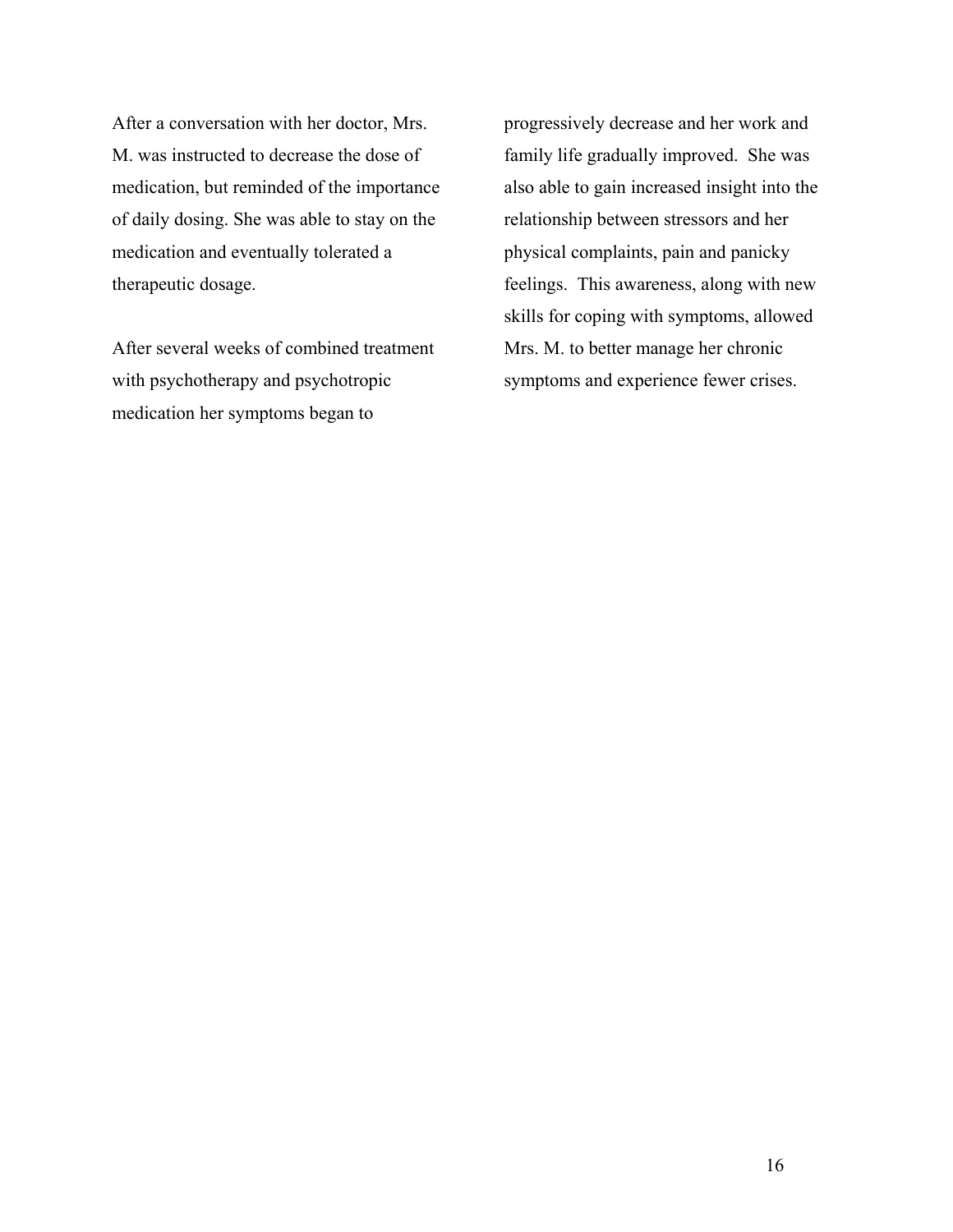After a conversation with her doctor, Mrs. M. was instructed to decrease the dose of medication, but reminded of the importance of daily dosing. She was able to stay on the medication and eventually tolerated a therapeutic dosage.

After several weeks of combined treatment with psychotherapy and psychotropic medication her symptoms began to progressively decrease and her work and family life gradually improved. She was also able to gain increased insight into the relationship between stressors and her physical complaints, pain and panicky feelings. This awareness, along with new skills for coping with symptoms, allowed Mrs. M. to better manage her chronic symptoms and experience fewer crises.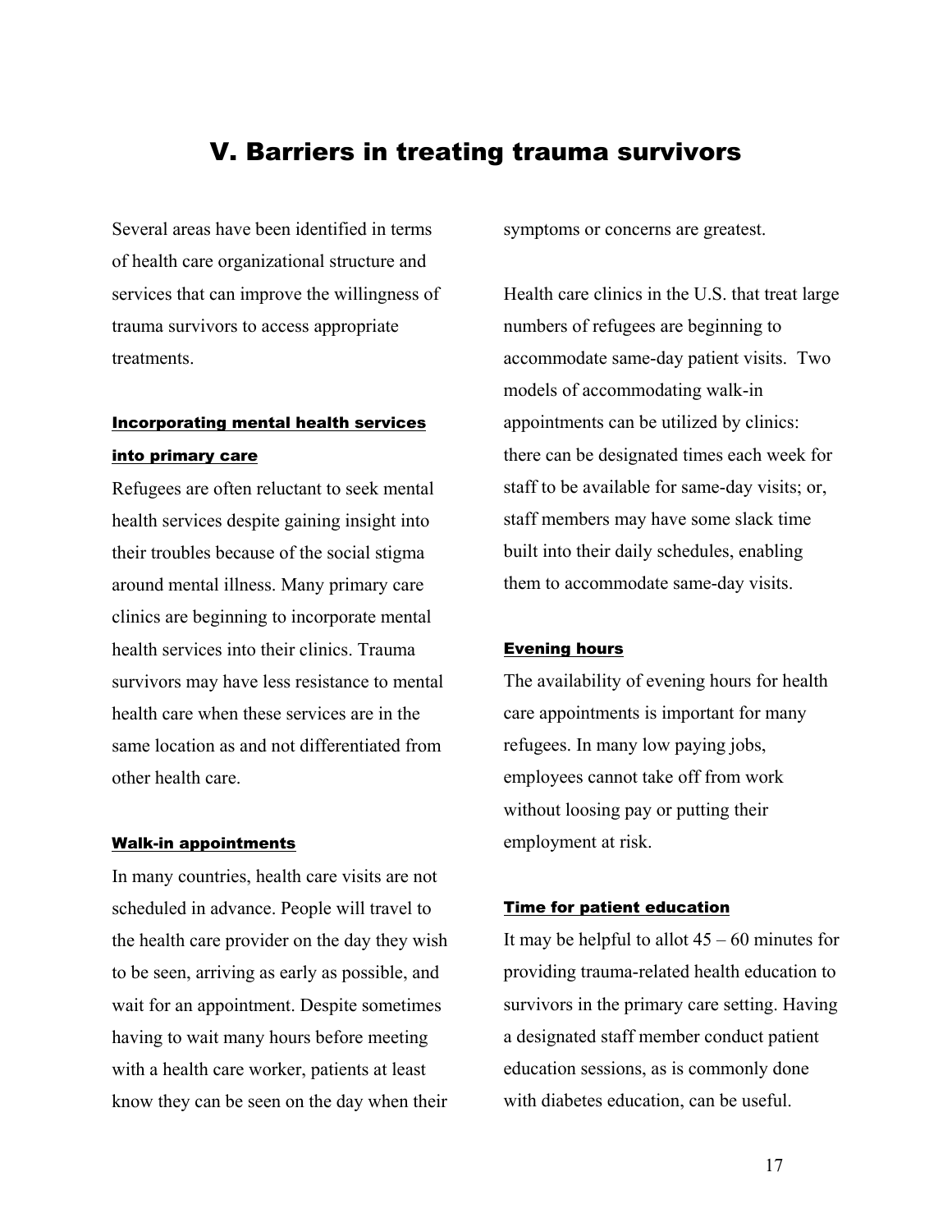# V. Barriers in treating trauma survivors

Several areas have been identified in terms of health care organizational structure and services that can improve the willingness of trauma survivors to access appropriate treatments.

## Incorporating mental health services into primary care

Refugees are often reluctant to seek mental health services despite gaining insight into their troubles because of the social stigma around mental illness. Many primary care clinics are beginning to incorporate mental health services into their clinics. Trauma survivors may have less resistance to mental health care when these services are in the same location as and not differentiated from other health care.

## Walk-in appointments

In many countries, health care visits are not scheduled in advance. People will travel to the health care provider on the day they wish to be seen, arriving as early as possible, and wait for an appointment. Despite sometimes having to wait many hours before meeting with a health care worker, patients at least know they can be seen on the day when their symptoms or concerns are greatest.

Health care clinics in the U.S. that treat large numbers of refugees are beginning to accommodate same-day patient visits. Two models of accommodating walk-in appointments can be utilized by clinics: there can be designated times each week for staff to be available for same-day visits; or, staff members may have some slack time built into their daily schedules, enabling them to accommodate same-day visits.

## Evening hours

The availability of evening hours for health care appointments is important for many refugees. In many low paying jobs, employees cannot take off from work without loosing pay or putting their employment at risk.

## Time for patient education

It may be helpful to allot 45 – 60 minutes for providing trauma-related health education to survivors in the primary care setting. Having a designated staff member conduct patient education sessions, as is commonly done with diabetes education, can be useful.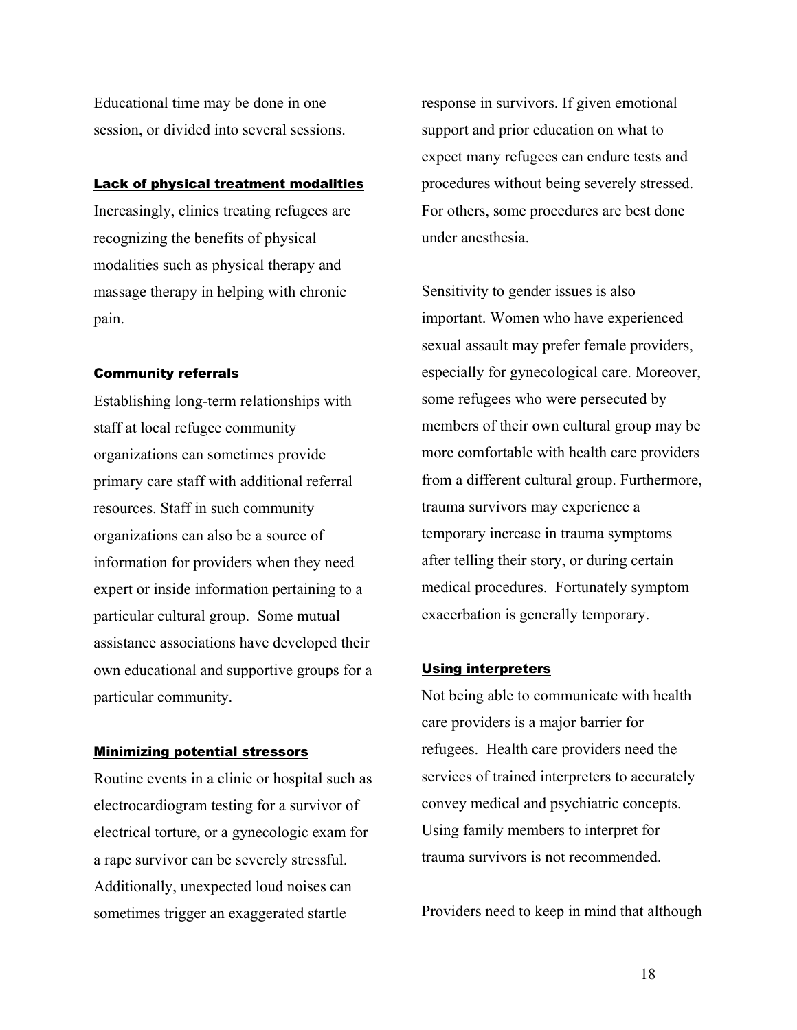Educational time may be done in one session, or divided into several sessions.

#### Lack of physical treatment modalities

Increasingly, clinics treating refugees are recognizing the benefits of physical modalities such as physical therapy and massage therapy in helping with chronic pain.

#### Community referrals

Establishing long-term relationships with staff at local refugee community organizations can sometimes provide primary care staff with additional referral resources. Staff in such community organizations can also be a source of information for providers when they need expert or inside information pertaining to a particular cultural group. Some mutual assistance associations have developed their own educational and supportive groups for a particular community.

#### Minimizing potential stressors

Routine events in a clinic or hospital such as electrocardiogram testing for a survivor of electrical torture, or a gynecologic exam for a rape survivor can be severely stressful. Additionally, unexpected loud noises can sometimes trigger an exaggerated startle response in survivors. If given emotional support and prior education on what to expect many refugees can endure tests and procedures without being severely stressed. For others, some procedures are best done under anesthesia.

Sensitivity to gender issues is also important. Women who have experienced sexual assault may prefer female providers, especially for gynecological care. Moreover, some refugees who were persecuted by members of their own cultural group may be more comfortable with health care providers from a different cultural group. Furthermore, trauma survivors may experience a temporary increase in trauma symptoms after telling their story, or during certain medical procedures. Fortunately symptom exacerbation is generally temporary.

#### Using interpreters

Not being able to communicate with health care providers is a major barrier for refugees. Health care providers need the services of trained interpreters to accurately convey medical and psychiatric concepts. Using family members to interpret for trauma survivors is not recommended.

Providers need to keep in mind that although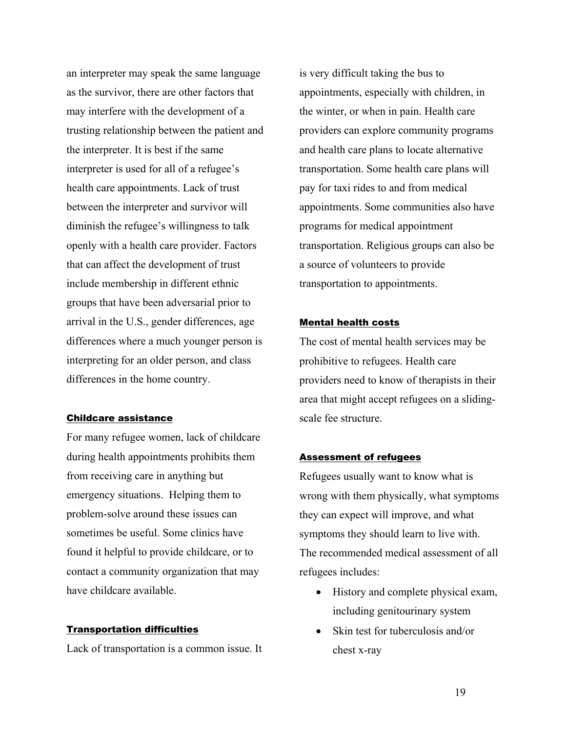an interpreter may speak the same language as the survivor, there are other factors that may interfere with the development of a trusting relationship between the patient and the interpreter. It is best if the same interpreter is used for all of a refugee's health care appointments. Lack of trust between the interpreter and survivor will diminish the refugee's willingness to talk openly with a health care provider. Factors that can affect the development of trust include membership in different ethnic groups that have been adversarial prior to arrival in the U.S., gender differences, age differences where a much younger person is interpreting for an older person, and class differences in the home country.

#### Childcare assistance

For many refugee women, lack of childcare during health appointments prohibits them from receiving care in anything but emergency situations. Helping them to problem-solve around these issues can sometimes be useful. Some clinics have found it helpful to provide childcare, or to contact a community organization that may have childcare available.

#### Transportation difficulties

Lack of transportation is a common issue. It is very difficult taking the bus to appointments, especially with children, in the winter, or when in pain. Health care providers can explore community programs and health care plans to locate alternative transportation. Some health care plans will pay for taxi rides to and from medical appointments. Some communities also have programs for medical appointment transportation. Religious groups can also be a source of volunteers to provide transportation to appointments.

#### Mental health costs

The cost of mental health services may be prohibitive to refugees. Health care providers need to know of therapists in their area that might accept refugees on a sliding-scale fee structure.

#### Assessment of refugees

Refugees usually want to know what is wrong with them physically, what symptoms they can expect will improve, and what symptoms they should learn to live with. The recommended medical assessment of all refugees includes:

- History and complete physical exam, including genitourinary system
- Skin test for tuberculosis and/or chest x-ray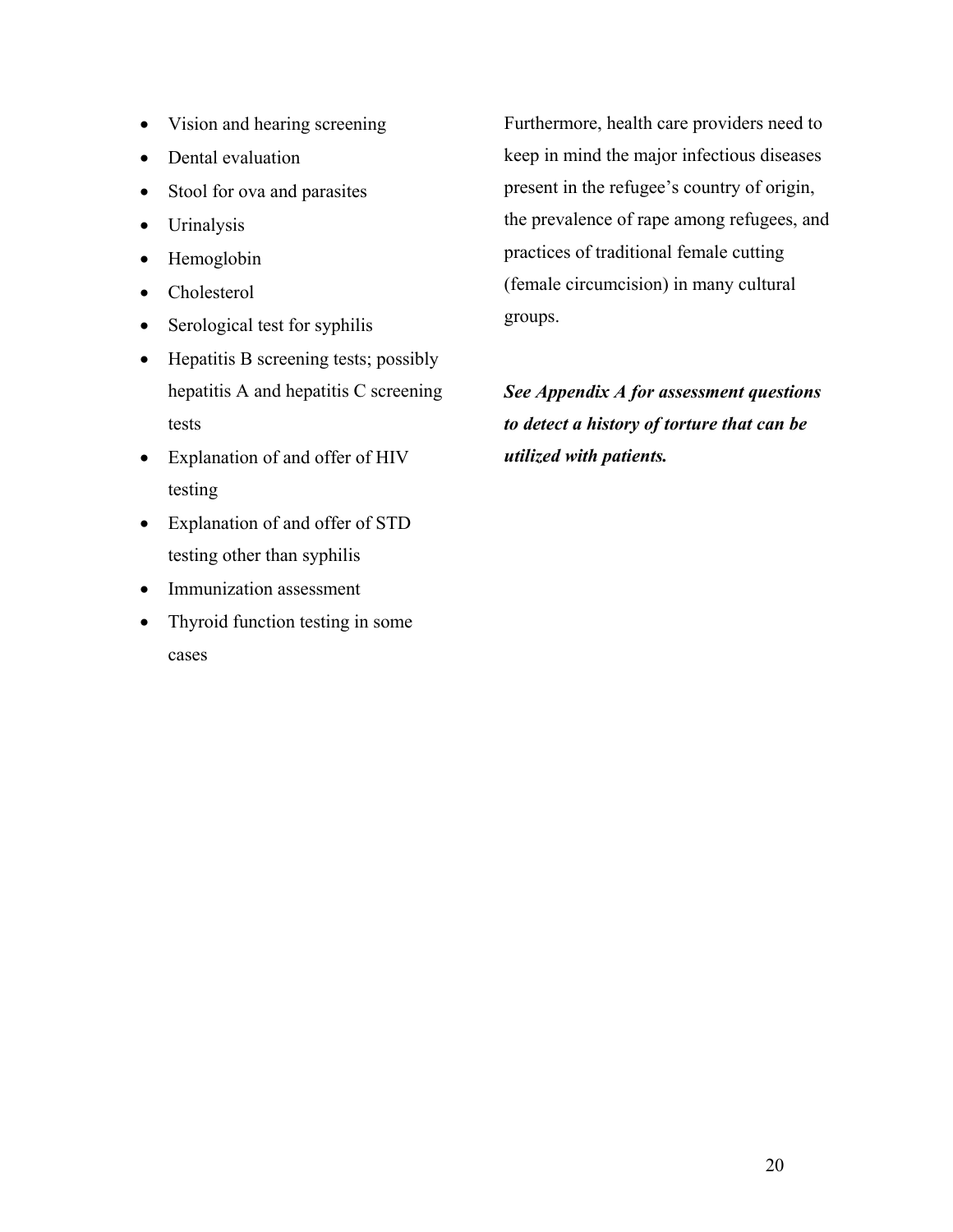- Vision and hearing screening
- Dental evaluation
- Stool for ova and parasites
- Urinalysis
- Hemoglobin
- Cholesterol
- Serological test for syphilis
- Hepatitis B screening tests; possibly hepatitis A and hepatitis C screening tests
- Explanation of and offer of HIV testing
- Explanation of and offer of STD testing other than syphilis
- Immunization assessment
- Thyroid function testing in some cases

Furthermore, health care providers need to keep in mind the major infectious diseases present in the refugee's country of origin, the prevalence of rape among refugees, and practices of traditional female cutting (female circumcision) in many cultural groups.

***See Appendix A for assessment questions to detect a history of torture that can be utilized with patients.***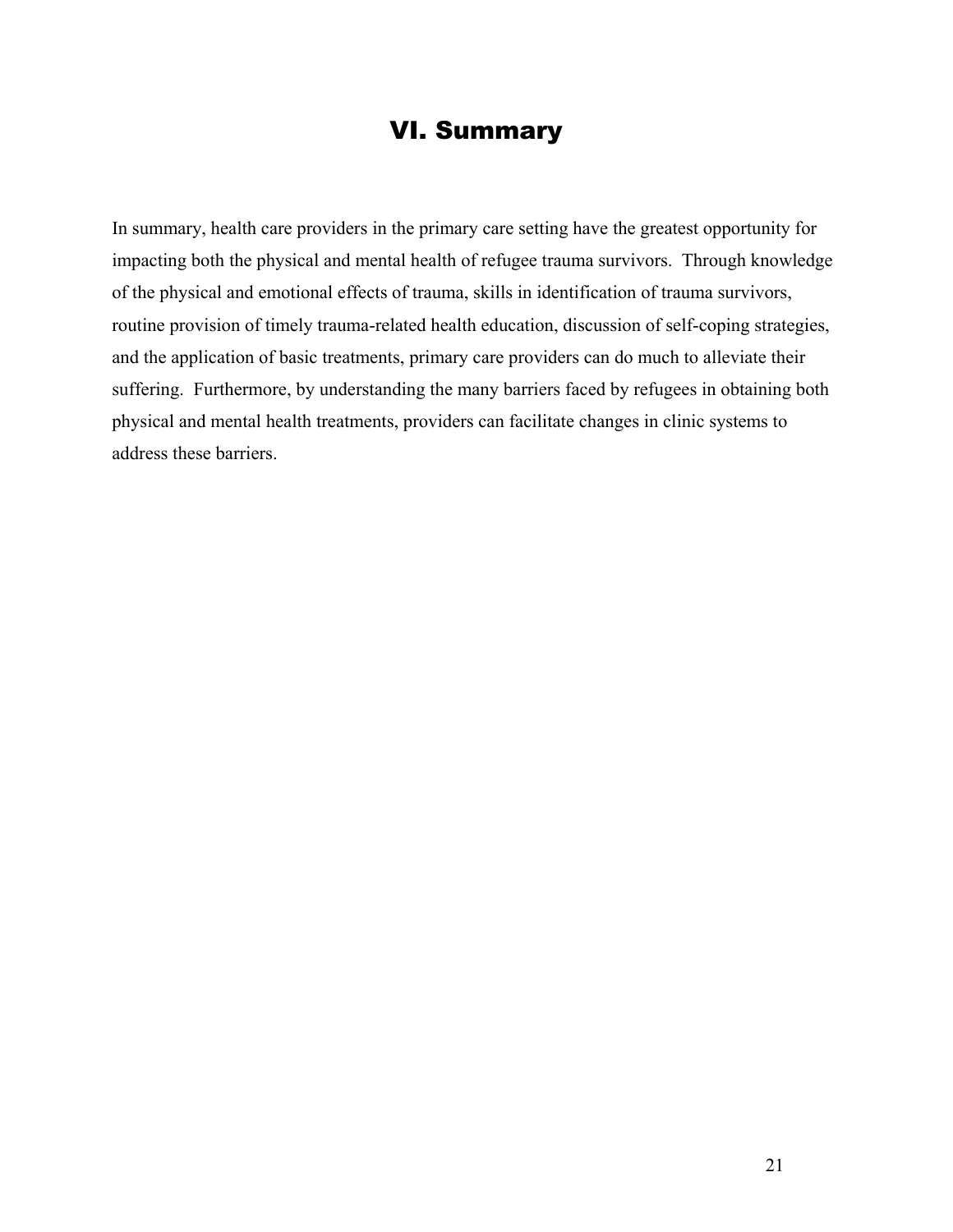# VI. Summary

In summary, health care providers in the primary care setting have the greatest opportunity for impacting both the physical and mental health of refugee trauma survivors. Through knowledge of the physical and emotional effects of trauma, skills in identification of trauma survivors, routine provision of timely trauma-related health education, discussion of self-coping strategies, and the application of basic treatments, primary care providers can do much to alleviate their suffering. Furthermore, by understanding the many barriers faced by refugees in obtaining both physical and mental health treatments, providers can facilitate changes in clinic systems to address these barriers.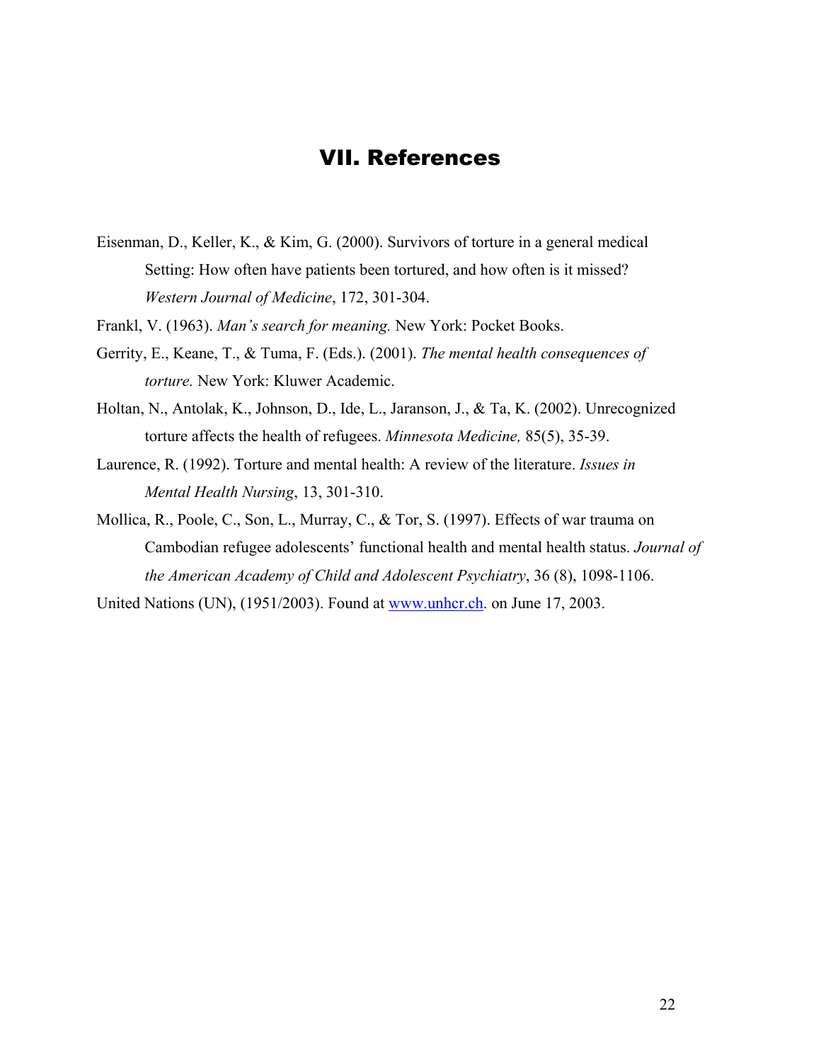# VII. References

Eisenman, D., Keller, K., & Kim, G. (2000). Survivors of torture in a general medical Setting: How often have patients been tortured, and how often is it missed? *Western Journal of Medicine*, 172, 301-304.

Frankl, V. (1963). *Man's search for meaning.* New York: Pocket Books.

Gerrity, E., Keane, T., & Tuma, F. (Eds.). (2001). *The mental health consequences of torture.* New York: Kluwer Academic.

Holtan, N., Antolak, K., Johnson, D., Ide, L., Jaranson, J., & Ta, K. (2002). Unrecognized torture affects the health of refugees. *Minnesota Medicine,* 85(5), 35-39.

Laurence, R. (1992). Torture and mental health: A review of the literature. *Issues in Mental Health Nursing*, 13, 301-310.

Mollica, R., Poole, C., Son, L., Murray, C., & Tor, S. (1997). Effects of war trauma on Cambodian refugee adolescents' functional health and mental health status. *Journal of the American Academy of Child and Adolescent Psychiatry*, 36 (8), 1098-1106.

United Nations (UN), (1951/2003). Found at [www.unhcr.ch](http://www.unhcr.ch). on June 17, 2003.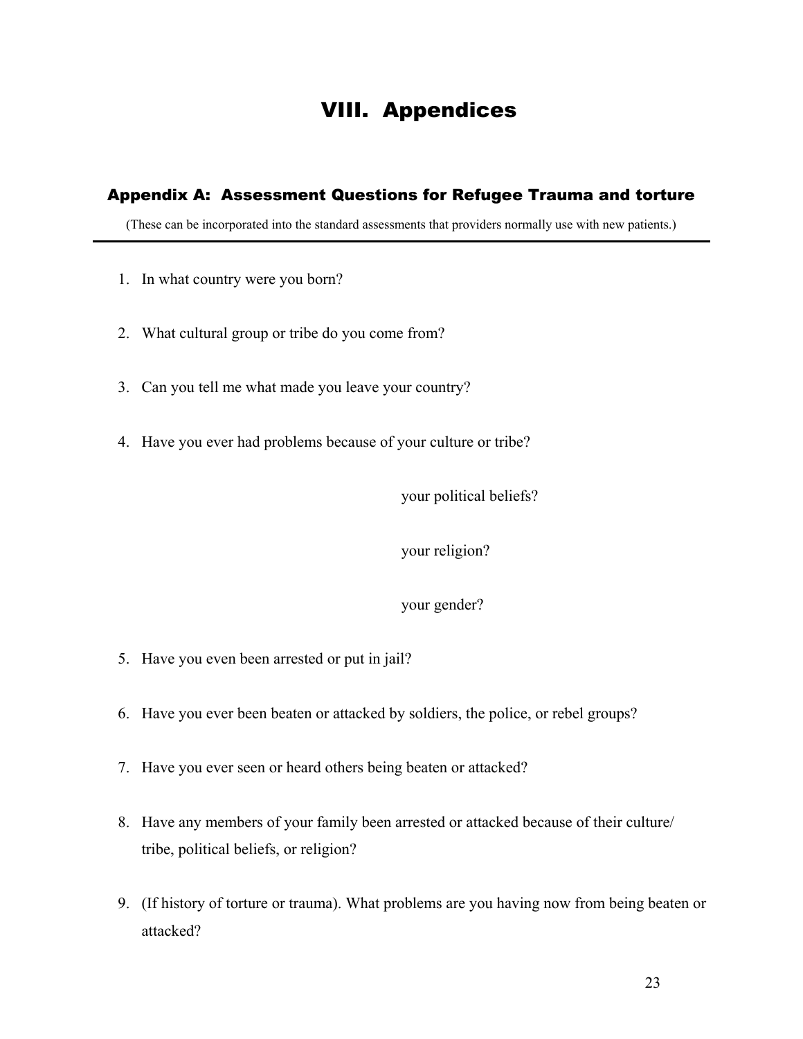# VIII. Appendices

## Appendix A: Assessment Questions for Refugee Trauma and torture

(These can be incorporated into the standard assessments that providers normally use with new patients.)

---

1. In what country were you born?

2. What cultural group or tribe do you come from?

3. Can you tell me what made you leave your country?

4. Have you ever had problems because of your culture or tribe?

   your political beliefs?

   your religion?

   your gender?

5. Have you even been arrested or put in jail?

6. Have you ever been beaten or attacked by soldiers, the police, or rebel groups?

7. Have you ever seen or heard others being beaten or attacked?

8. Have any members of your family been arrested or attacked because of their culture/ tribe, political beliefs, or religion?

9. (If history of torture or trauma). What problems are you having now from being beaten or attacked?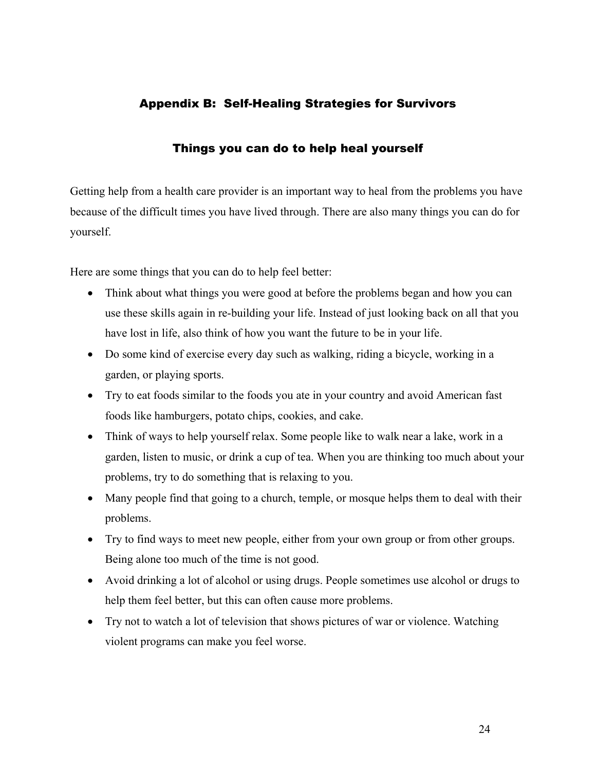## Appendix B: Self-Healing Strategies for Survivors

### Things you can do to help heal yourself

Getting help from a health care provider is an important way to heal from the problems you have because of the difficult times you have lived through. There are also many things you can do for yourself.

Here are some things that you can do to help feel better:

- Think about what things you were good at before the problems began and how you can use these skills again in re-building your life. Instead of just looking back on all that you have lost in life, also think of how you want the future to be in your life.
- Do some kind of exercise every day such as walking, riding a bicycle, working in a garden, or playing sports.
- Try to eat foods similar to the foods you ate in your country and avoid American fast foods like hamburgers, potato chips, cookies, and cake.
- Think of ways to help yourself relax. Some people like to walk near a lake, work in a garden, listen to music, or drink a cup of tea. When you are thinking too much about your problems, try to do something that is relaxing to you.
- Many people find that going to a church, temple, or mosque helps them to deal with their problems.
- Try to find ways to meet new people, either from your own group or from other groups. Being alone too much of the time is not good.
- Avoid drinking a lot of alcohol or using drugs. People sometimes use alcohol or drugs to help them feel better, but this can often cause more problems.
- Try not to watch a lot of television that shows pictures of war or violence. Watching violent programs can make you feel worse.